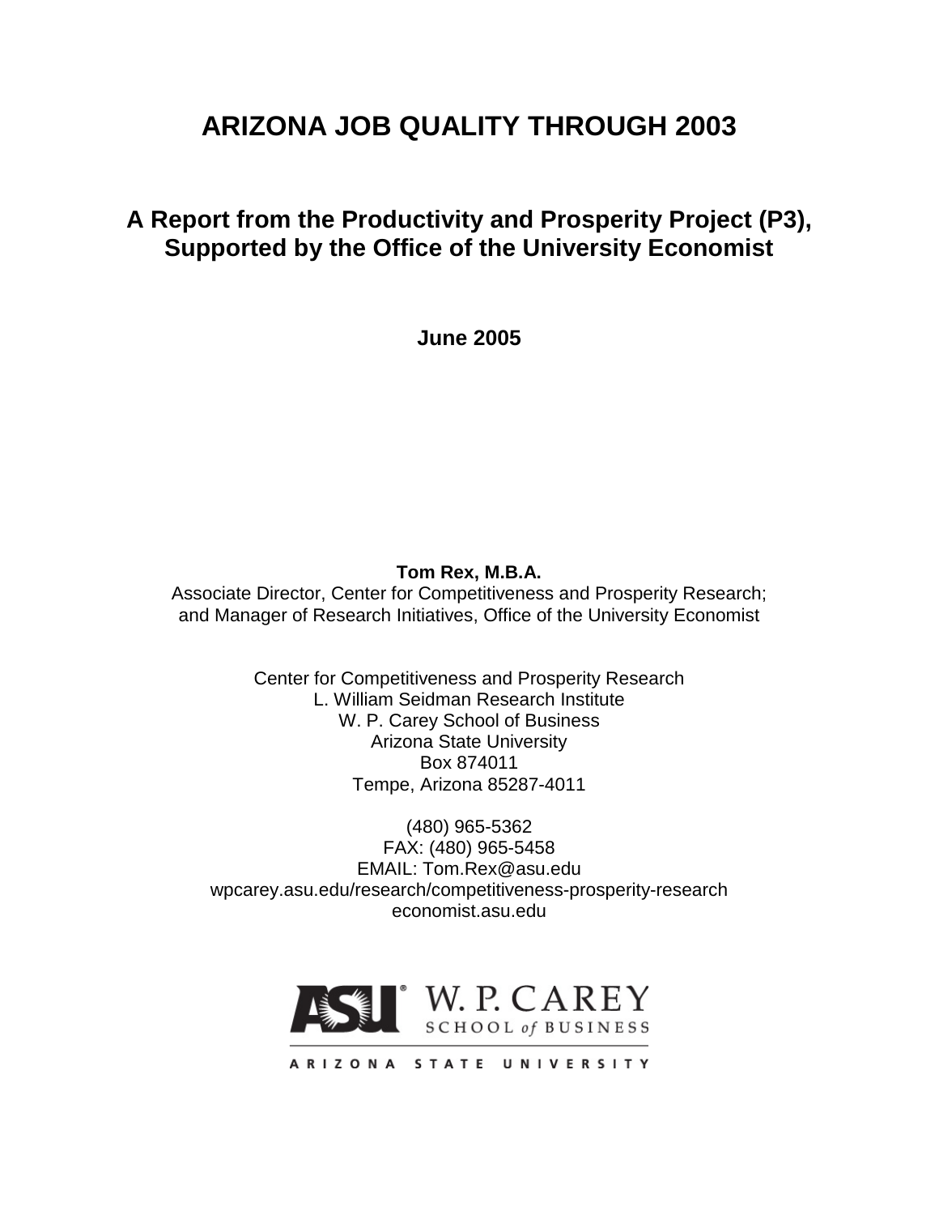# ARIZONA JOB QUALITY THROUGH 2003

## A Report from the Productivity and Prosperity Project (P3), Supported by the Office of the University Economist

**June 2005**

**Tom Rex, M.B.A.**
Associate Director, Center for Competitiveness and Prosperity Research;
and Manager of Research Initiatives, Office of the University Economist

Center for Competitiveness and Prosperity Research
L. William Seidman Research Institute
W. P. Carey School of Business
Arizona State University
Box 874011
Tempe, Arizona 85287-4011

(480) 965-5362
FAX: (480) 965-5458
EMAIL: Tom.Rex@asu.edu
wpcarey.asu.edu/research/competitiveness-prosperity-research
economist.asu.edu

ASU W. P. CAREY SCHOOL of BUSINESS
ARIZONA STATE UNIVERSITY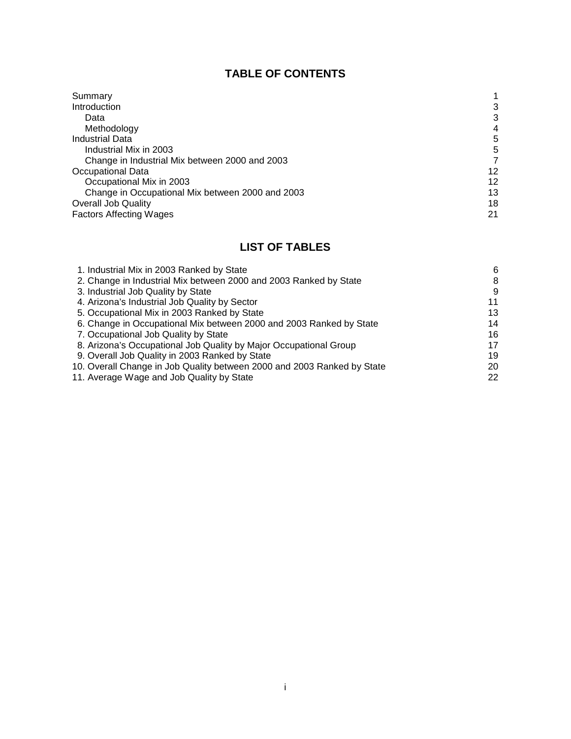## TABLE OF CONTENTS

| | |
|---|---|
| Summary | 1 |
| Introduction | 3 |
| Data | 3 |
| Methodology | 4 |
| Industrial Data | 5 |
| Industrial Mix in 2003 | 5 |
| Change in Industrial Mix between 2000 and 2003 | 7 |
| Occupational Data | 12 |
| Occupational Mix in 2003 | 12 |
| Change in Occupational Mix between 2000 and 2003 | 13 |
| Overall Job Quality | 18 |
| Factors Affecting Wages | 21 |

## LIST OF TABLES

| | |
|---|---|
| 1. Industrial Mix in 2003 Ranked by State | 6 |
| 2. Change in Industrial Mix between 2000 and 2003 Ranked by State | 8 |
| 3. Industrial Job Quality by State | 9 |
| 4. Arizona's Industrial Job Quality by Sector | 11 |
| 5. Occupational Mix in 2003 Ranked by State | 13 |
| 6. Change in Occupational Mix between 2000 and 2003 Ranked by State | 14 |
| 7. Occupational Job Quality by State | 16 |
| 8. Arizona's Occupational Job Quality by Major Occupational Group | 17 |
| 9. Overall Job Quality in 2003 Ranked by State | 19 |
| 10. Overall Change in Job Quality between 2000 and 2003 Ranked by State | 20 |
| 11. Average Wage and Job Quality by State | 22 |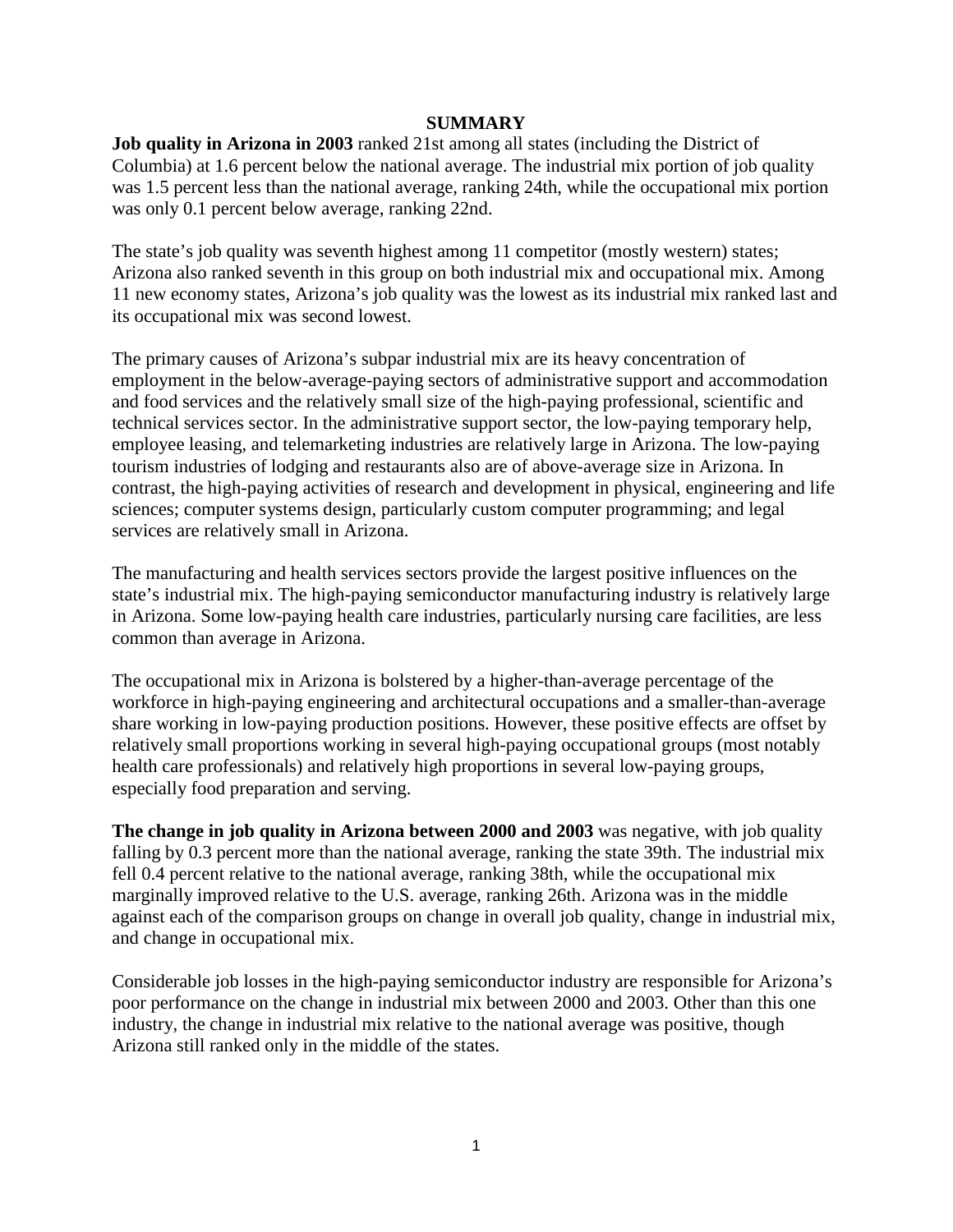# SUMMARY

**Job quality in Arizona in 2003** ranked 21st among all states (including the District of Columbia) at 1.6 percent below the national average. The industrial mix portion of job quality was 1.5 percent less than the national average, ranking 24th, while the occupational mix portion was only 0.1 percent below average, ranking 22nd.

The state's job quality was seventh highest among 11 competitor (mostly western) states; Arizona also ranked seventh in this group on both industrial mix and occupational mix. Among 11 new economy states, Arizona's job quality was the lowest as its industrial mix ranked last and its occupational mix was second lowest.

The primary causes of Arizona's subpar industrial mix are its heavy concentration of employment in the below-average-paying sectors of administrative support and accommodation and food services and the relatively small size of the high-paying professional, scientific and technical services sector. In the administrative support sector, the low-paying temporary help, employee leasing, and telemarketing industries are relatively large in Arizona. The low-paying tourism industries of lodging and restaurants also are of above-average size in Arizona. In contrast, the high-paying activities of research and development in physical, engineering and life sciences; computer systems design, particularly custom computer programming; and legal services are relatively small in Arizona.

The manufacturing and health services sectors provide the largest positive influences on the state's industrial mix. The high-paying semiconductor manufacturing industry is relatively large in Arizona. Some low-paying health care industries, particularly nursing care facilities, are less common than average in Arizona.

The occupational mix in Arizona is bolstered by a higher-than-average percentage of the workforce in high-paying engineering and architectural occupations and a smaller-than-average share working in low-paying production positions. However, these positive effects are offset by relatively small proportions working in several high-paying occupational groups (most notably health care professionals) and relatively high proportions in several low-paying groups, especially food preparation and serving.

**The change in job quality in Arizona between 2000 and 2003** was negative, with job quality falling by 0.3 percent more than the national average, ranking the state 39th. The industrial mix fell 0.4 percent relative to the national average, ranking 38th, while the occupational mix marginally improved relative to the U.S. average, ranking 26th. Arizona was in the middle against each of the comparison groups on change in overall job quality, change in industrial mix, and change in occupational mix.

Considerable job losses in the high-paying semiconductor industry are responsible for Arizona's poor performance on the change in industrial mix between 2000 and 2003. Other than this one industry, the change in industrial mix relative to the national average was positive, though Arizona still ranked only in the middle of the states.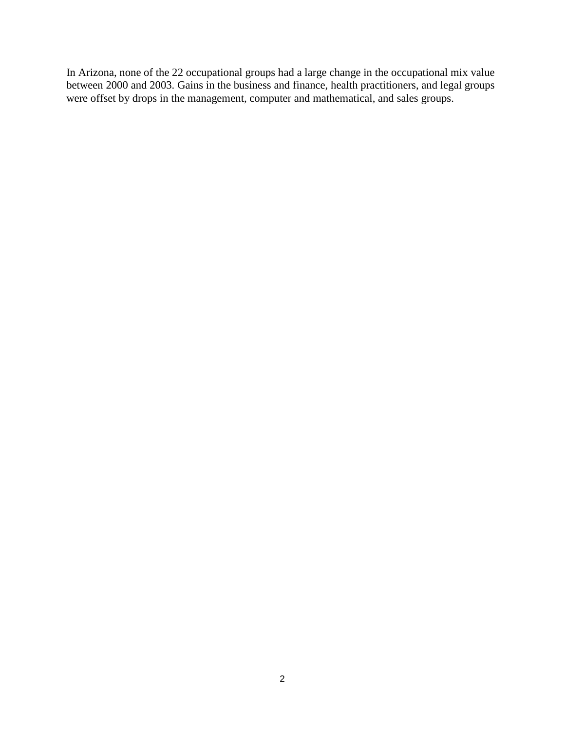In Arizona, none of the 22 occupational groups had a large change in the occupational mix value between 2000 and 2003. Gains in the business and finance, health practitioners, and legal groups were offset by drops in the management, computer and mathematical, and sales groups.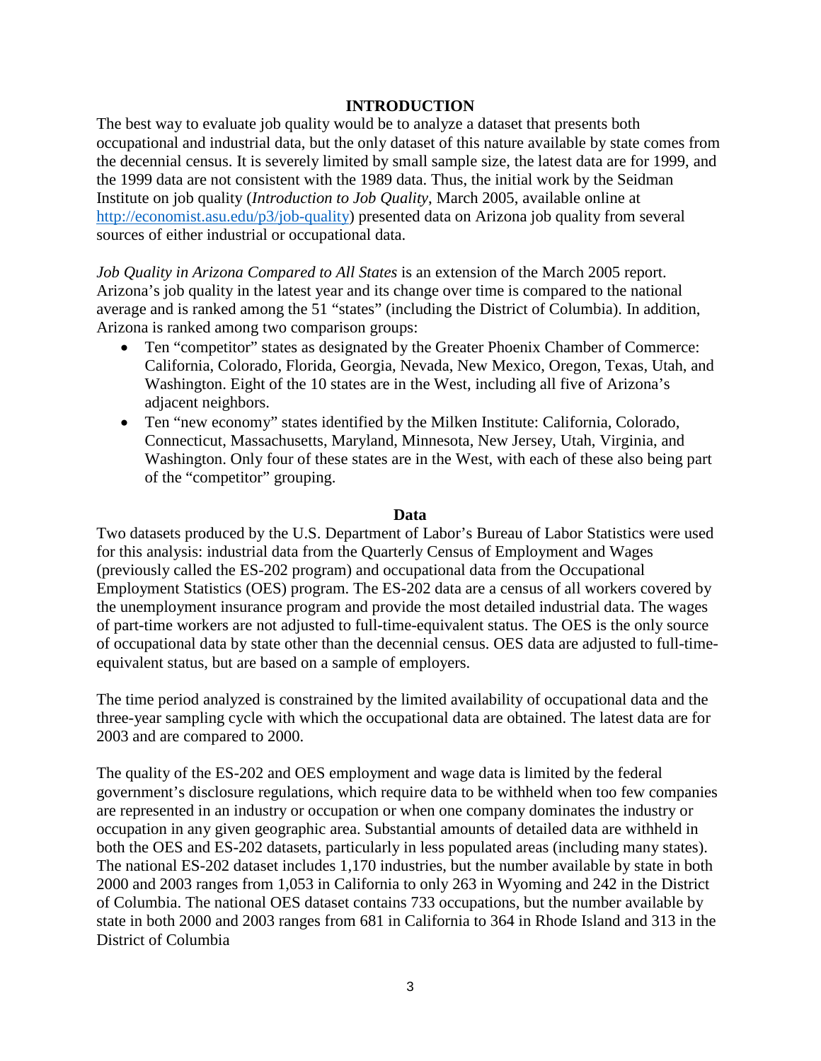# INTRODUCTION

The best way to evaluate job quality would be to analyze a dataset that presents both occupational and industrial data, but the only dataset of this nature available by state comes from the decennial census. It is severely limited by small sample size, the latest data are for 1999, and the 1999 data are not consistent with the 1989 data. Thus, the initial work by the Seidman Institute on job quality (*Introduction to Job Quality*, March 2005, available online at http://economist.asu.edu/p3/job-quality) presented data on Arizona job quality from several sources of either industrial or occupational data.

*Job Quality in Arizona Compared to All States* is an extension of the March 2005 report. Arizona's job quality in the latest year and its change over time is compared to the national average and is ranked among the 51 "states" (including the District of Columbia). In addition, Arizona is ranked among two comparison groups:

- Ten "competitor" states as designated by the Greater Phoenix Chamber of Commerce: California, Colorado, Florida, Georgia, Nevada, New Mexico, Oregon, Texas, Utah, and Washington. Eight of the 10 states are in the West, including all five of Arizona's adjacent neighbors.
- Ten "new economy" states identified by the Milken Institute: California, Colorado, Connecticut, Massachusetts, Maryland, Minnesota, New Jersey, Utah, Virginia, and Washington. Only four of these states are in the West, with each of these also being part of the "competitor" grouping.

## Data

Two datasets produced by the U.S. Department of Labor's Bureau of Labor Statistics were used for this analysis: industrial data from the Quarterly Census of Employment and Wages (previously called the ES-202 program) and occupational data from the Occupational Employment Statistics (OES) program. The ES-202 data are a census of all workers covered by the unemployment insurance program and provide the most detailed industrial data. The wages of part-time workers are not adjusted to full-time-equivalent status. The OES is the only source of occupational data by state other than the decennial census. OES data are adjusted to full-time-equivalent status, but are based on a sample of employers.

The time period analyzed is constrained by the limited availability of occupational data and the three-year sampling cycle with which the occupational data are obtained. The latest data are for 2003 and are compared to 2000.

The quality of the ES-202 and OES employment and wage data is limited by the federal government's disclosure regulations, which require data to be withheld when too few companies are represented in an industry or occupation or when one company dominates the industry or occupation in any given geographic area. Substantial amounts of detailed data are withheld in both the OES and ES-202 datasets, particularly in less populated areas (including many states). The national ES-202 dataset includes 1,170 industries, but the number available by state in both 2000 and 2003 ranges from 1,053 in California to only 263 in Wyoming and 242 in the District of Columbia. The national OES dataset contains 733 occupations, but the number available by state in both 2000 and 2003 ranges from 681 in California to 364 in Rhode Island and 313 in the District of Columbia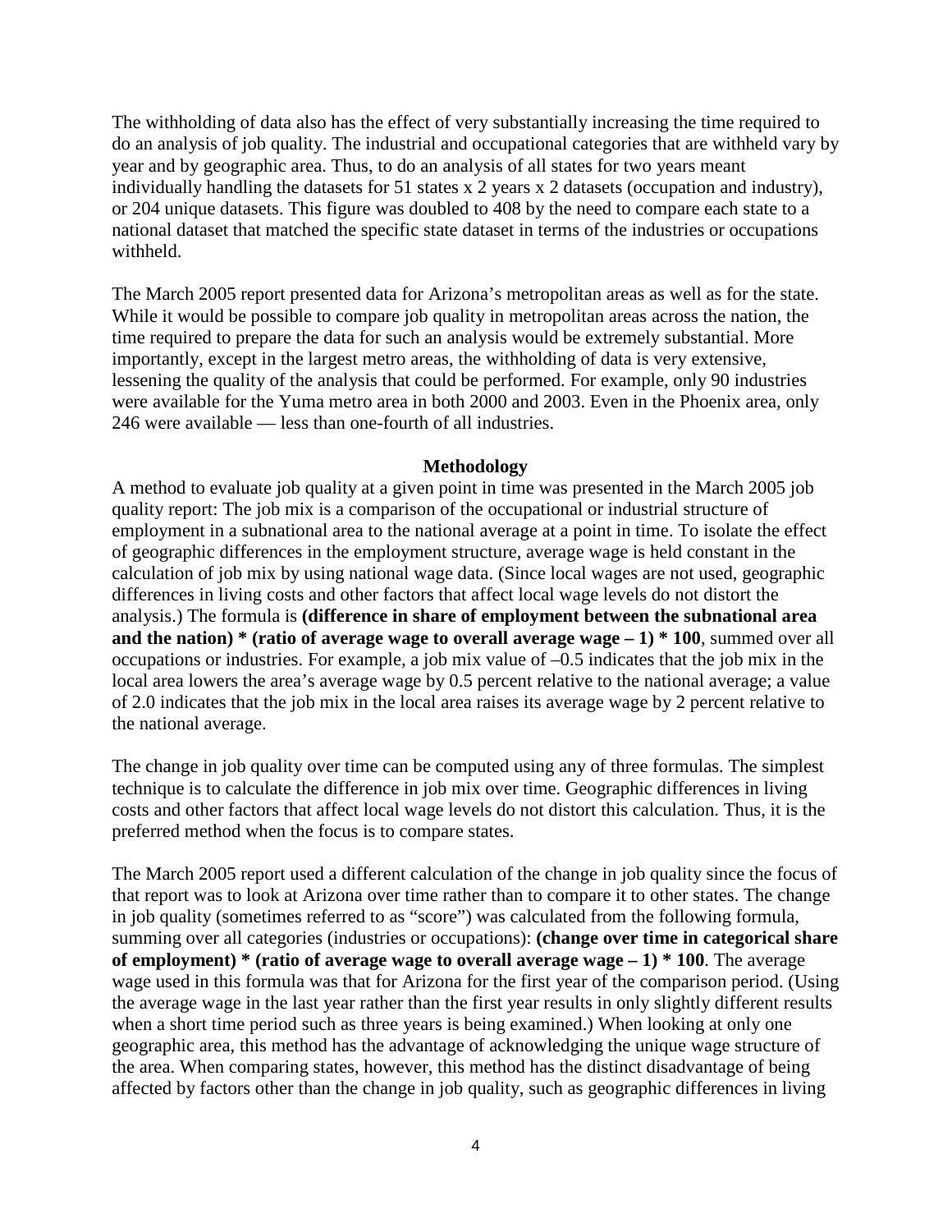The withholding of data also has the effect of very substantially increasing the time required to do an analysis of job quality. The industrial and occupational categories that are withheld vary by year and by geographic area. Thus, to do an analysis of all states for two years meant individually handling the datasets for 51 states x 2 years x 2 datasets (occupation and industry), or 204 unique datasets. This figure was doubled to 408 by the need to compare each state to a national dataset that matched the specific state dataset in terms of the industries or occupations withheld.

The March 2005 report presented data for Arizona's metropolitan areas as well as for the state. While it would be possible to compare job quality in metropolitan areas across the nation, the time required to prepare the data for such an analysis would be extremely substantial. More importantly, except in the largest metro areas, the withholding of data is very extensive, lessening the quality of the analysis that could be performed. For example, only 90 industries were available for the Yuma metro area in both 2000 and 2003. Even in the Phoenix area, only 246 were available — less than one-fourth of all industries.

## Methodology

A method to evaluate job quality at a given point in time was presented in the March 2005 job quality report: The job mix is a comparison of the occupational or industrial structure of employment in a subnational area to the national average at a point in time. To isolate the effect of geographic differences in the employment structure, average wage is held constant in the calculation of job mix by using national wage data. (Since local wages are not used, geographic differences in living costs and other factors that affect local wage levels do not distort the analysis.) The formula is **(difference in share of employment between the subnational area and the nation) * (ratio of average wage to overall average wage – 1) * 100**, summed over all occupations or industries. For example, a job mix value of –0.5 indicates that the job mix in the local area lowers the area's average wage by 0.5 percent relative to the national average; a value of 2.0 indicates that the job mix in the local area raises its average wage by 2 percent relative to the national average.

The change in job quality over time can be computed using any of three formulas. The simplest technique is to calculate the difference in job mix over time. Geographic differences in living costs and other factors that affect local wage levels do not distort this calculation. Thus, it is the preferred method when the focus is to compare states.

The March 2005 report used a different calculation of the change in job quality since the focus of that report was to look at Arizona over time rather than to compare it to other states. The change in job quality (sometimes referred to as "score") was calculated from the following formula, summing over all categories (industries or occupations): **(change over time in categorical share of employment) * (ratio of average wage to overall average wage – 1) * 100**. The average wage used in this formula was that for Arizona for the first year of the comparison period. (Using the average wage in the last year rather than the first year results in only slightly different results when a short time period such as three years is being examined.) When looking at only one geographic area, this method has the advantage of acknowledging the unique wage structure of the area. When comparing states, however, this method has the distinct disadvantage of being affected by factors other than the change in job quality, such as geographic differences in living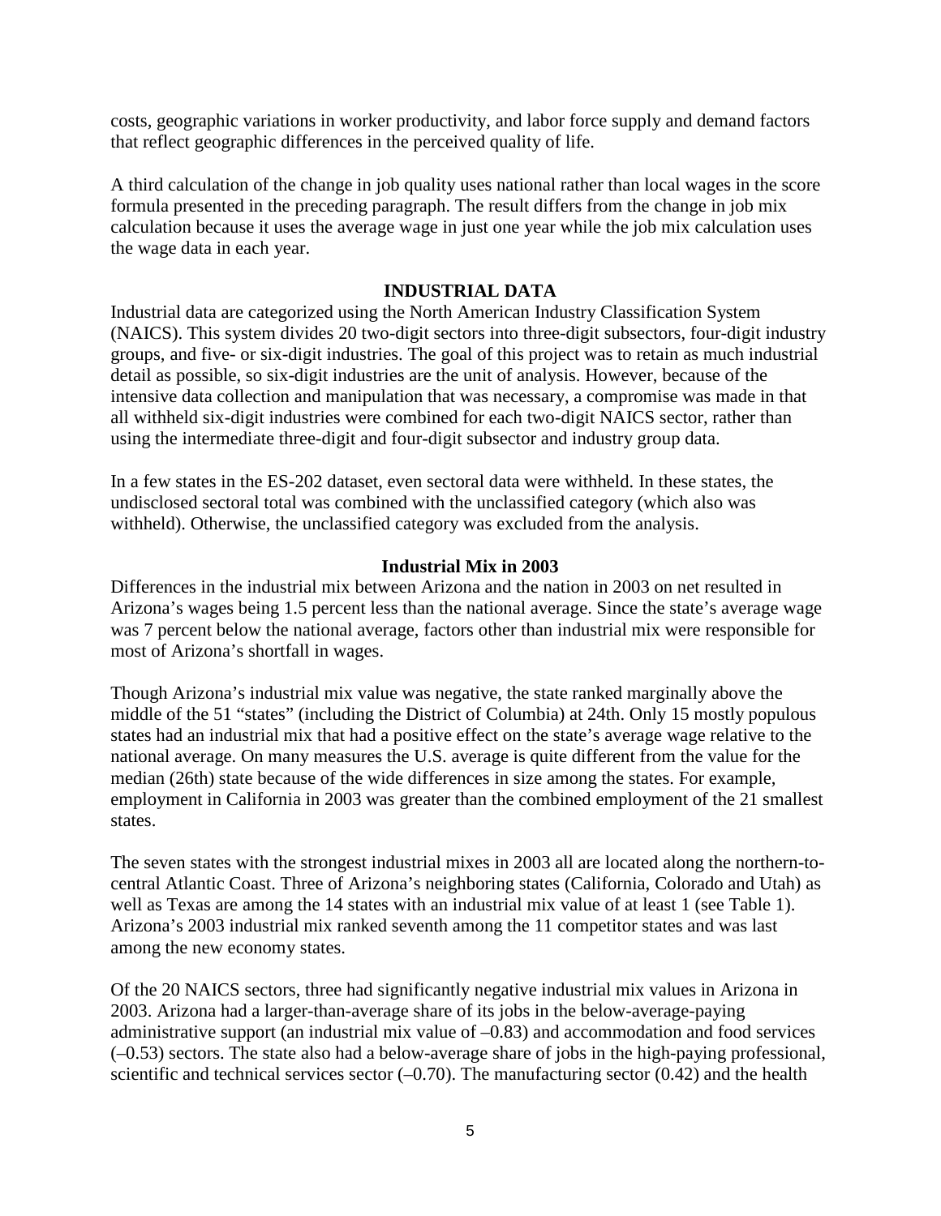costs, geographic variations in worker productivity, and labor force supply and demand factors that reflect geographic differences in the perceived quality of life.

A third calculation of the change in job quality uses national rather than local wages in the score formula presented in the preceding paragraph. The result differs from the change in job mix calculation because it uses the average wage in just one year while the job mix calculation uses the wage data in each year.

## INDUSTRIAL DATA

Industrial data are categorized using the North American Industry Classification System (NAICS). This system divides 20 two-digit sectors into three-digit subsectors, four-digit industry groups, and five- or six-digit industries. The goal of this project was to retain as much industrial detail as possible, so six-digit industries are the unit of analysis. However, because of the intensive data collection and manipulation that was necessary, a compromise was made in that all withheld six-digit industries were combined for each two-digit NAICS sector, rather than using the intermediate three-digit and four-digit subsector and industry group data.

In a few states in the ES-202 dataset, even sectoral data were withheld. In these states, the undisclosed sectoral total was combined with the unclassified category (which also was withheld). Otherwise, the unclassified category was excluded from the analysis.

### Industrial Mix in 2003

Differences in the industrial mix between Arizona and the nation in 2003 on net resulted in Arizona's wages being 1.5 percent less than the national average. Since the state's average wage was 7 percent below the national average, factors other than industrial mix were responsible for most of Arizona's shortfall in wages.

Though Arizona's industrial mix value was negative, the state ranked marginally above the middle of the 51 "states" (including the District of Columbia) at 24th. Only 15 mostly populous states had an industrial mix that had a positive effect on the state's average wage relative to the national average. On many measures the U.S. average is quite different from the value for the median (26th) state because of the wide differences in size among the states. For example, employment in California in 2003 was greater than the combined employment of the 21 smallest states.

The seven states with the strongest industrial mixes in 2003 all are located along the northern-to-central Atlantic Coast. Three of Arizona's neighboring states (California, Colorado and Utah) as well as Texas are among the 14 states with an industrial mix value of at least 1 (see Table 1). Arizona's 2003 industrial mix ranked seventh among the 11 competitor states and was last among the new economy states.

Of the 20 NAICS sectors, three had significantly negative industrial mix values in Arizona in 2003. Arizona had a larger-than-average share of its jobs in the below-average-paying administrative support (an industrial mix value of –0.83) and accommodation and food services (–0.53) sectors. The state also had a below-average share of jobs in the high-paying professional, scientific and technical services sector (–0.70). The manufacturing sector (0.42) and the health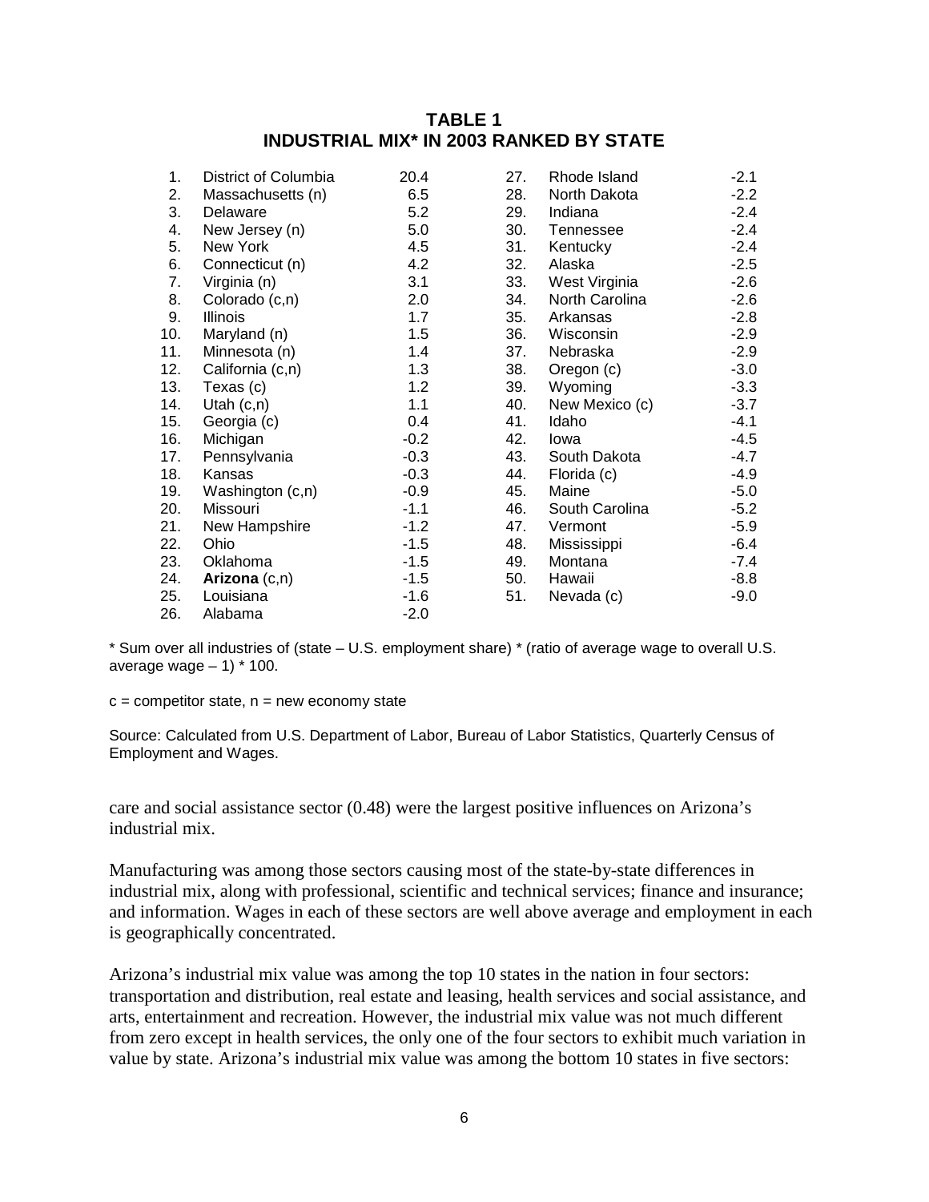## TABLE 1
## INDUSTRIAL MIX* IN 2003 RANKED BY STATE

| Rank | State | Value | Rank | State | Value |
|---|---|---|---|---|---|
| 1. | District of Columbia | 20.4 | 27. | Rhode Island | -2.1 |
| 2. | Massachusetts (n) | 6.5 | 28. | North Dakota | -2.2 |
| 3. | Delaware | 5.2 | 29. | Indiana | -2.4 |
| 4. | New Jersey (n) | 5.0 | 30. | Tennessee | -2.4 |
| 5. | New York | 4.5 | 31. | Kentucky | -2.4 |
| 6. | Connecticut (n) | 4.2 | 32. | Alaska | -2.5 |
| 7. | Virginia (n) | 3.1 | 33. | West Virginia | -2.6 |
| 8. | Colorado (c,n) | 2.0 | 34. | North Carolina | -2.6 |
| 9. | Illinois | 1.7 | 35. | Arkansas | -2.8 |
| 10. | Maryland (n) | 1.5 | 36. | Wisconsin | -2.9 |
| 11. | Minnesota (n) | 1.4 | 37. | Nebraska | -2.9 |
| 12. | California (c,n) | 1.3 | 38. | Oregon (c) | -3.0 |
| 13. | Texas (c) | 1.2 | 39. | Wyoming | -3.3 |
| 14. | Utah (c,n) | 1.1 | 40. | New Mexico (c) | -3.7 |
| 15. | Georgia (c) | 0.4 | 41. | Idaho | -4.1 |
| 16. | Michigan | -0.2 | 42. | Iowa | -4.5 |
| 17. | Pennsylvania | -0.3 | 43. | South Dakota | -4.7 |
| 18. | Kansas | -0.3 | 44. | Florida (c) | -4.9 |
| 19. | Washington (c,n) | -0.9 | 45. | Maine | -5.0 |
| 20. | Missouri | -1.1 | 46. | South Carolina | -5.2 |
| 21. | New Hampshire | -1.2 | 47. | Vermont | -5.9 |
| 22. | Ohio | -1.5 | 48. | Mississippi | -6.4 |
| 23. | Oklahoma | -1.5 | 49. | Montana | -7.4 |
| 24. | **Arizona** (c,n) | -1.5 | 50. | Hawaii | -8.8 |
| 25. | Louisiana | -1.6 | 51. | Nevada (c) | -9.0 |
| 26. | Alabama | -2.0 | | | |

* Sum over all industries of (state – U.S. employment share) * (ratio of average wage to overall U.S. average wage – 1) * 100.

c = competitor state, n = new economy state

Source: Calculated from U.S. Department of Labor, Bureau of Labor Statistics, Quarterly Census of Employment and Wages.

care and social assistance sector (0.48) were the largest positive influences on Arizona's industrial mix.

Manufacturing was among those sectors causing most of the state-by-state differences in industrial mix, along with professional, scientific and technical services; finance and insurance; and information. Wages in each of these sectors are well above average and employment in each is geographically concentrated.

Arizona's industrial mix value was among the top 10 states in the nation in four sectors: transportation and distribution, real estate and leasing, health services and social assistance, and arts, entertainment and recreation. However, the industrial mix value was not much different from zero except in health services, the only one of the four sectors to exhibit much variation in value by state. Arizona's industrial mix value was among the bottom 10 states in five sectors: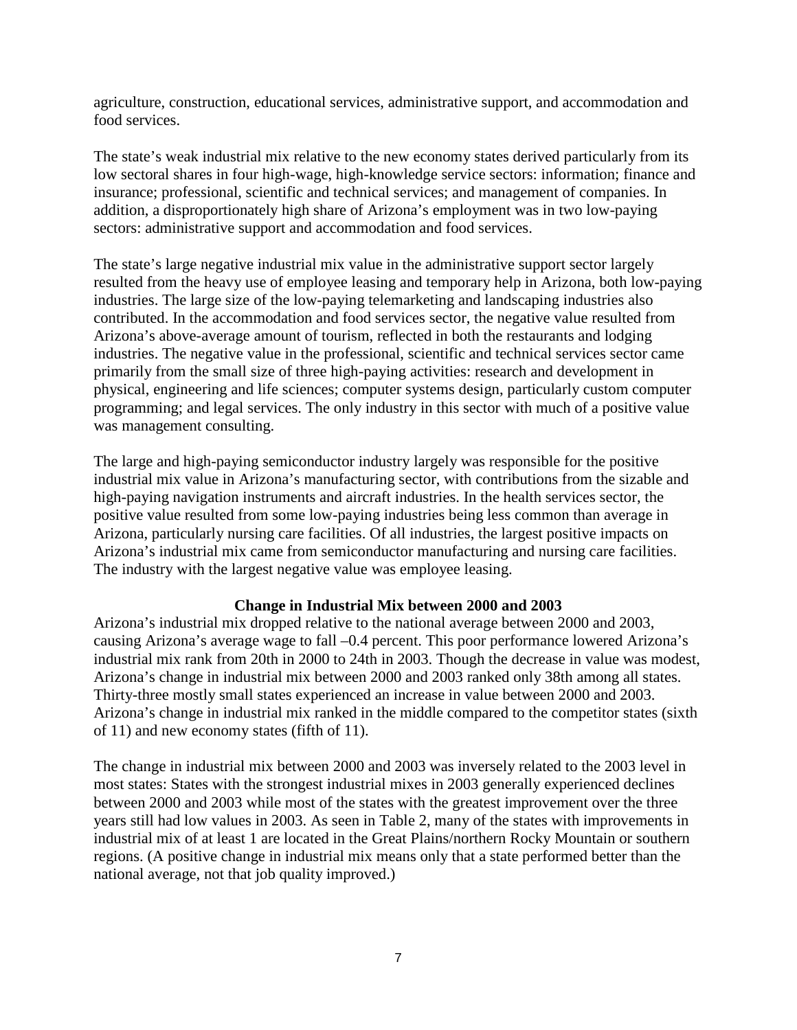agriculture, construction, educational services, administrative support, and accommodation and food services.

The state's weak industrial mix relative to the new economy states derived particularly from its low sectoral shares in four high-wage, high-knowledge service sectors: information; finance and insurance; professional, scientific and technical services; and management of companies. In addition, a disproportionately high share of Arizona's employment was in two low-paying sectors: administrative support and accommodation and food services.

The state's large negative industrial mix value in the administrative support sector largely resulted from the heavy use of employee leasing and temporary help in Arizona, both low-paying industries. The large size of the low-paying telemarketing and landscaping industries also contributed. In the accommodation and food services sector, the negative value resulted from Arizona's above-average amount of tourism, reflected in both the restaurants and lodging industries. The negative value in the professional, scientific and technical services sector came primarily from the small size of three high-paying activities: research and development in physical, engineering and life sciences; computer systems design, particularly custom computer programming; and legal services. The only industry in this sector with much of a positive value was management consulting.

The large and high-paying semiconductor industry largely was responsible for the positive industrial mix value in Arizona's manufacturing sector, with contributions from the sizable and high-paying navigation instruments and aircraft industries. In the health services sector, the positive value resulted from some low-paying industries being less common than average in Arizona, particularly nursing care facilities. Of all industries, the largest positive impacts on Arizona's industrial mix came from semiconductor manufacturing and nursing care facilities. The industry with the largest negative value was employee leasing.

### Change in Industrial Mix between 2000 and 2003

Arizona's industrial mix dropped relative to the national average between 2000 and 2003, causing Arizona's average wage to fall –0.4 percent. This poor performance lowered Arizona's industrial mix rank from 20th in 2000 to 24th in 2003. Though the decrease in value was modest, Arizona's change in industrial mix between 2000 and 2003 ranked only 38th among all states. Thirty-three mostly small states experienced an increase in value between 2000 and 2003. Arizona's change in industrial mix ranked in the middle compared to the competitor states (sixth of 11) and new economy states (fifth of 11).

The change in industrial mix between 2000 and 2003 was inversely related to the 2003 level in most states: States with the strongest industrial mixes in 2003 generally experienced declines between 2000 and 2003 while most of the states with the greatest improvement over the three years still had low values in 2003. As seen in Table 2, many of the states with improvements in industrial mix of at least 1 are located in the Great Plains/northern Rocky Mountain or southern regions. (A positive change in industrial mix means only that a state performed better than the national average, not that job quality improved.)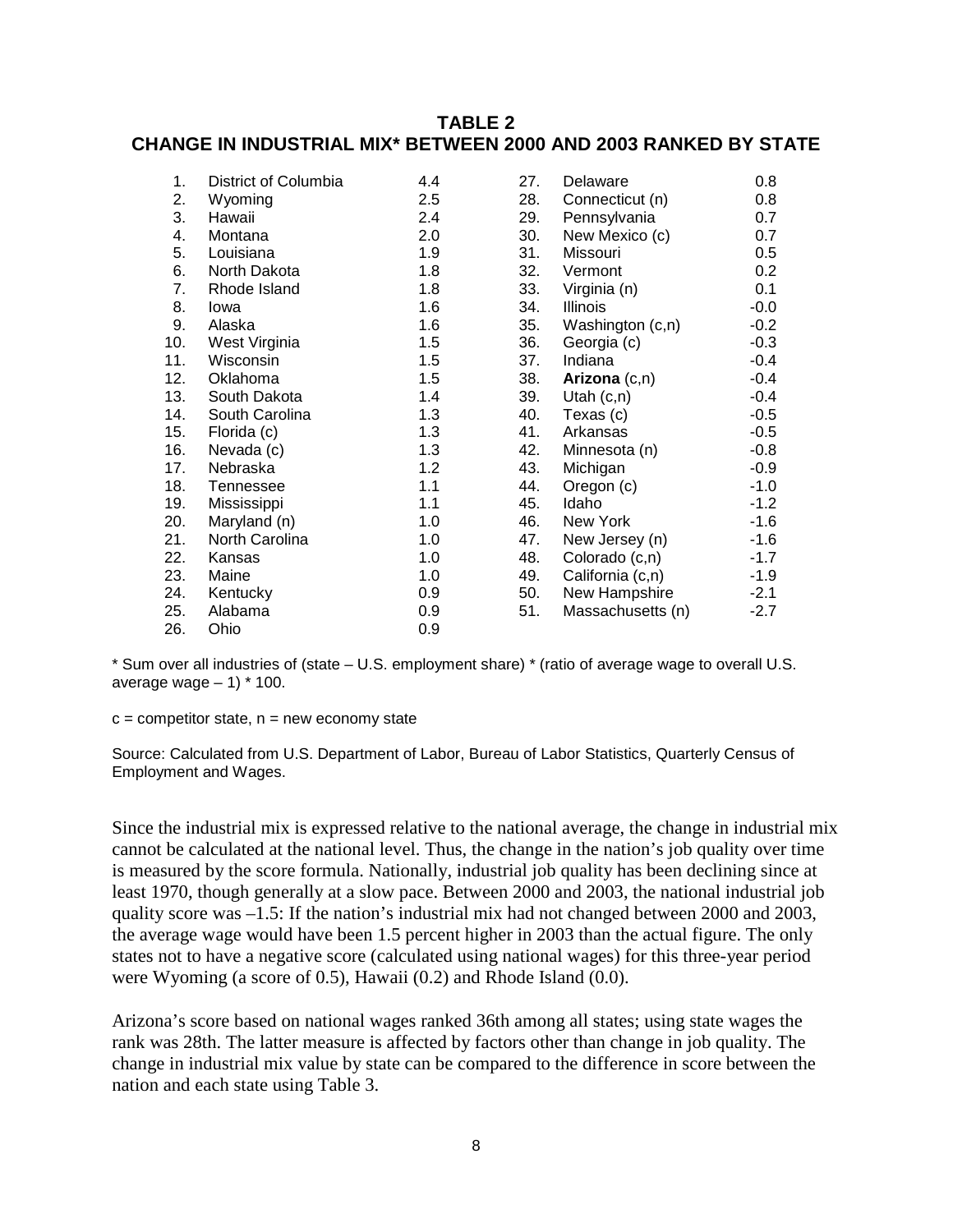## TABLE 2
## CHANGE IN INDUSTRIAL MIX* BETWEEN 2000 AND 2003 RANKED BY STATE

| Rank | State | Change | Rank | State | Change |
|---|---|---|---|---|---|
| 1. | District of Columbia | 4.4 | 27. | Delaware | 0.8 |
| 2. | Wyoming | 2.5 | 28. | Connecticut (n) | 0.8 |
| 3. | Hawaii | 2.4 | 29. | Pennsylvania | 0.7 |
| 4. | Montana | 2.0 | 30. | New Mexico (c) | 0.7 |
| 5. | Louisiana | 1.9 | 31. | Missouri | 0.5 |
| 6. | North Dakota | 1.8 | 32. | Vermont | 0.2 |
| 7. | Rhode Island | 1.8 | 33. | Virginia (n) | 0.1 |
| 8. | Iowa | 1.6 | 34. | Illinois | -0.0 |
| 9. | Alaska | 1.6 | 35. | Washington (c,n) | -0.2 |
| 10. | West Virginia | 1.5 | 36. | Georgia (c) | -0.3 |
| 11. | Wisconsin | 1.5 | 37. | Indiana | -0.4 |
| 12. | Oklahoma | 1.5 | 38. | **Arizona** (c,n) | -0.4 |
| 13. | South Dakota | 1.4 | 39. | Utah (c,n) | -0.4 |
| 14. | South Carolina | 1.3 | 40. | Texas (c) | -0.5 |
| 15. | Florida (c) | 1.3 | 41. | Arkansas | -0.5 |
| 16. | Nevada (c) | 1.3 | 42. | Minnesota (n) | -0.8 |
| 17. | Nebraska | 1.2 | 43. | Michigan | -0.9 |
| 18. | Tennessee | 1.1 | 44. | Oregon (c) | -1.0 |
| 19. | Mississippi | 1.1 | 45. | Idaho | -1.2 |
| 20. | Maryland (n) | 1.0 | 46. | New York | -1.6 |
| 21. | North Carolina | 1.0 | 47. | New Jersey (n) | -1.6 |
| 22. | Kansas | 1.0 | 48. | Colorado (c,n) | -1.7 |
| 23. | Maine | 1.0 | 49. | California (c,n) | -1.9 |
| 24. | Kentucky | 0.9 | 50. | New Hampshire | -2.1 |
| 25. | Alabama | 0.9 | 51. | Massachusetts (n) | -2.7 |
| 26. | Ohio | 0.9 | | | |

* Sum over all industries of (state – U.S. employment share) * (ratio of average wage to overall U.S. average wage – 1) * 100.

c = competitor state, n = new economy state

Source: Calculated from U.S. Department of Labor, Bureau of Labor Statistics, Quarterly Census of Employment and Wages.

Since the industrial mix is expressed relative to the national average, the change in industrial mix cannot be calculated at the national level. Thus, the change in the nation's job quality over time is measured by the score formula. Nationally, industrial job quality has been declining since at least 1970, though generally at a slow pace. Between 2000 and 2003, the national industrial job quality score was –1.5: If the nation's industrial mix had not changed between 2000 and 2003, the average wage would have been 1.5 percent higher in 2003 than the actual figure. The only states not to have a negative score (calculated using national wages) for this three-year period were Wyoming (a score of 0.5), Hawaii (0.2) and Rhode Island (0.0).

Arizona's score based on national wages ranked 36th among all states; using state wages the rank was 28th. The latter measure is affected by factors other than change in job quality. The change in industrial mix value by state can be compared to the difference in score between the nation and each state using Table 3.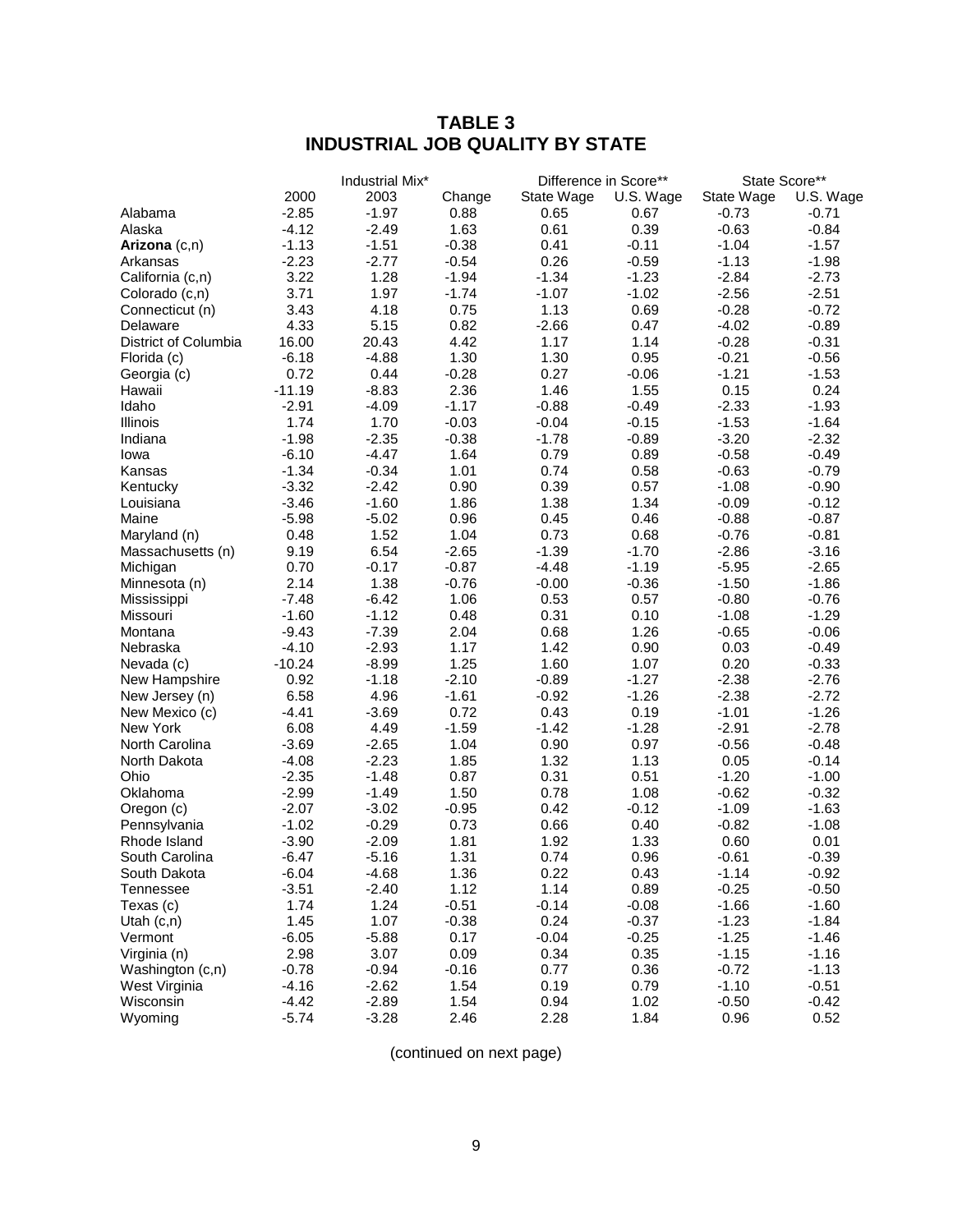# TABLE 3
# INDUSTRIAL JOB QUALITY BY STATE

| | Industrial Mix* | | | Difference in Score** | | State Score** | |
|---|---|---|---|---|---|---|---|
| | 2000 | 2003 | Change | State Wage | U.S. Wage | State Wage | U.S. Wage |
| Alabama | -2.85 | -1.97 | 0.88 | 0.65 | 0.67 | -0.73 | -0.71 |
| Alaska | -4.12 | -2.49 | 1.63 | 0.61 | 0.39 | -0.63 | -0.84 |
| **Arizona** (c,n) | -1.13 | -1.51 | -0.38 | 0.41 | -0.11 | -1.04 | -1.57 |
| Arkansas | -2.23 | -2.77 | -0.54 | 0.26 | -0.59 | -1.13 | -1.98 |
| California (c,n) | 3.22 | 1.28 | -1.94 | -1.34 | -1.23 | -2.84 | -2.73 |
| Colorado (c,n) | 3.71 | 1.97 | -1.74 | -1.07 | -1.02 | -2.56 | -2.51 |
| Connecticut (n) | 3.43 | 4.18 | 0.75 | 1.13 | 0.69 | -0.28 | -0.72 |
| Delaware | 4.33 | 5.15 | 0.82 | -2.66 | 0.47 | -4.02 | -0.89 |
| District of Columbia | 16.00 | 20.43 | 4.42 | 1.17 | 1.14 | -0.28 | -0.31 |
| Florida (c) | -6.18 | -4.88 | 1.30 | 1.30 | 0.95 | -0.21 | -0.56 |
| Georgia (c) | 0.72 | 0.44 | -0.28 | 0.27 | -0.06 | -1.21 | -1.53 |
| Hawaii | -11.19 | -8.83 | 2.36 | 1.46 | 1.55 | 0.15 | 0.24 |
| Idaho | -2.91 | -4.09 | -1.17 | -0.88 | -0.49 | -2.33 | -1.93 |
| Illinois | 1.74 | 1.70 | -0.03 | -0.04 | -0.15 | -1.53 | -1.64 |
| Indiana | -1.98 | -2.35 | -0.38 | -1.78 | -0.89 | -3.20 | -2.32 |
| Iowa | -6.10 | -4.47 | 1.64 | 0.79 | 0.89 | -0.58 | -0.49 |
| Kansas | -1.34 | -0.34 | 1.01 | 0.74 | 0.58 | -0.63 | -0.79 |
| Kentucky | -3.32 | -2.42 | 0.90 | 0.39 | 0.57 | -1.08 | -0.90 |
| Louisiana | -3.46 | -1.60 | 1.86 | 1.38 | 1.34 | -0.09 | -0.12 |
| Maine | -5.98 | -5.02 | 0.96 | 0.45 | 0.46 | -0.88 | -0.87 |
| Maryland (n) | 0.48 | 1.52 | 1.04 | 0.73 | 0.68 | -0.76 | -0.81 |
| Massachusetts (n) | 9.19 | 6.54 | -2.65 | -1.39 | -1.70 | -2.86 | -3.16 |
| Michigan | 0.70 | -0.17 | -0.87 | -4.48 | -1.19 | -5.95 | -2.65 |
| Minnesota (n) | 2.14 | 1.38 | -0.76 | -0.00 | -0.36 | -1.50 | -1.86 |
| Mississippi | -7.48 | -6.42 | 1.06 | 0.53 | 0.57 | -0.80 | -0.76 |
| Missouri | -1.60 | -1.12 | 0.48 | 0.31 | 0.10 | -1.08 | -1.29 |
| Montana | -9.43 | -7.39 | 2.04 | 0.68 | 1.26 | -0.65 | -0.06 |
| Nebraska | -4.10 | -2.93 | 1.17 | 1.42 | 0.90 | 0.03 | -0.49 |
| Nevada (c) | -10.24 | -8.99 | 1.25 | 1.60 | 1.07 | 0.20 | -0.33 |
| New Hampshire | 0.92 | -1.18 | -2.10 | -0.89 | -1.27 | -2.38 | -2.76 |
| New Jersey (n) | 6.58 | 4.96 | -1.61 | -0.92 | -1.26 | -2.38 | -2.72 |
| New Mexico (c) | -4.41 | -3.69 | 0.72 | 0.43 | 0.19 | -1.01 | -1.26 |
| New York | 6.08 | 4.49 | -1.59 | -1.42 | -1.28 | -2.91 | -2.78 |
| North Carolina | -3.69 | -2.65 | 1.04 | 0.90 | 0.97 | -0.56 | -0.48 |
| North Dakota | -4.08 | -2.23 | 1.85 | 1.32 | 1.13 | 0.05 | -0.14 |
| Ohio | -2.35 | -1.48 | 0.87 | 0.31 | 0.51 | -1.20 | -1.00 |
| Oklahoma | -2.99 | -1.49 | 1.50 | 0.78 | 1.08 | -0.62 | -0.32 |
| Oregon (c) | -2.07 | -3.02 | -0.95 | 0.42 | -0.12 | -1.09 | -1.63 |
| Pennsylvania | -1.02 | -0.29 | 0.73 | 0.66 | 0.40 | -0.82 | -1.08 |
| Rhode Island | -3.90 | -2.09 | 1.81 | 1.92 | 1.33 | 0.60 | 0.01 |
| South Carolina | -6.47 | -5.16 | 1.31 | 0.74 | 0.96 | -0.61 | -0.39 |
| South Dakota | -6.04 | -4.68 | 1.36 | 0.22 | 0.43 | -1.14 | -0.92 |
| Tennessee | -3.51 | -2.40 | 1.12 | 1.14 | 0.89 | -0.25 | -0.50 |
| Texas (c) | 1.74 | 1.24 | -0.51 | -0.14 | -0.08 | -1.66 | -1.60 |
| Utah (c,n) | 1.45 | 1.07 | -0.38 | 0.24 | -0.37 | -1.23 | -1.84 |
| Vermont | -6.05 | -5.88 | 0.17 | -0.04 | -0.25 | -1.25 | -1.46 |
| Virginia (n) | 2.98 | 3.07 | 0.09 | 0.34 | 0.35 | -1.15 | -1.16 |
| Washington (c,n) | -0.78 | -0.94 | -0.16 | 0.77 | 0.36 | -0.72 | -1.13 |
| West Virginia | -4.16 | -2.62 | 1.54 | 0.19 | 0.79 | -1.10 | -0.51 |
| Wisconsin | -4.42 | -2.89 | 1.54 | 0.94 | 1.02 | -0.50 | -0.42 |
| Wyoming | -5.74 | -3.28 | 2.46 | 2.28 | 1.84 | 0.96 | 0.52 |

(continued on next page)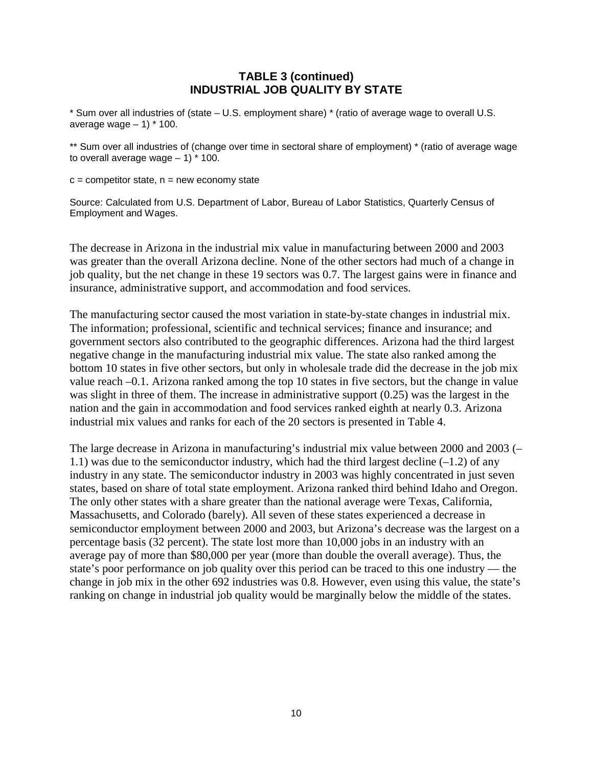### TABLE 3 (continued)
### INDUSTRIAL JOB QUALITY BY STATE

* Sum over all industries of (state – U.S. employment share) * (ratio of average wage to overall U.S. average wage – 1) * 100.

** Sum over all industries of (change over time in sectoral share of employment) * (ratio of average wage to overall average wage – 1) * 100.

c = competitor state, n = new economy state

Source: Calculated from U.S. Department of Labor, Bureau of Labor Statistics, Quarterly Census of Employment and Wages.

The decrease in Arizona in the industrial mix value in manufacturing between 2000 and 2003 was greater than the overall Arizona decline. None of the other sectors had much of a change in job quality, but the net change in these 19 sectors was 0.7. The largest gains were in finance and insurance, administrative support, and accommodation and food services.

The manufacturing sector caused the most variation in state-by-state changes in industrial mix. The information; professional, scientific and technical services; finance and insurance; and government sectors also contributed to the geographic differences. Arizona had the third largest negative change in the manufacturing industrial mix value. The state also ranked among the bottom 10 states in five other sectors, but only in wholesale trade did the decrease in the job mix value reach –0.1. Arizona ranked among the top 10 states in five sectors, but the change in value was slight in three of them. The increase in administrative support (0.25) was the largest in the nation and the gain in accommodation and food services ranked eighth at nearly 0.3. Arizona industrial mix values and ranks for each of the 20 sectors is presented in Table 4.

The large decrease in Arizona in manufacturing's industrial mix value between 2000 and 2003 (–1.1) was due to the semiconductor industry, which had the third largest decline (–1.2) of any industry in any state. The semiconductor industry in 2003 was highly concentrated in just seven states, based on share of total state employment. Arizona ranked third behind Idaho and Oregon. The only other states with a share greater than the national average were Texas, California, Massachusetts, and Colorado (barely). All seven of these states experienced a decrease in semiconductor employment between 2000 and 2003, but Arizona's decrease was the largest on a percentage basis (32 percent). The state lost more than 10,000 jobs in an industry with an average pay of more than $80,000 per year (more than double the overall average). Thus, the state's poor performance on job quality over this period can be traced to this one industry — the change in job mix in the other 692 industries was 0.8. However, even using this value, the state's ranking on change in industrial job quality would be marginally below the middle of the states.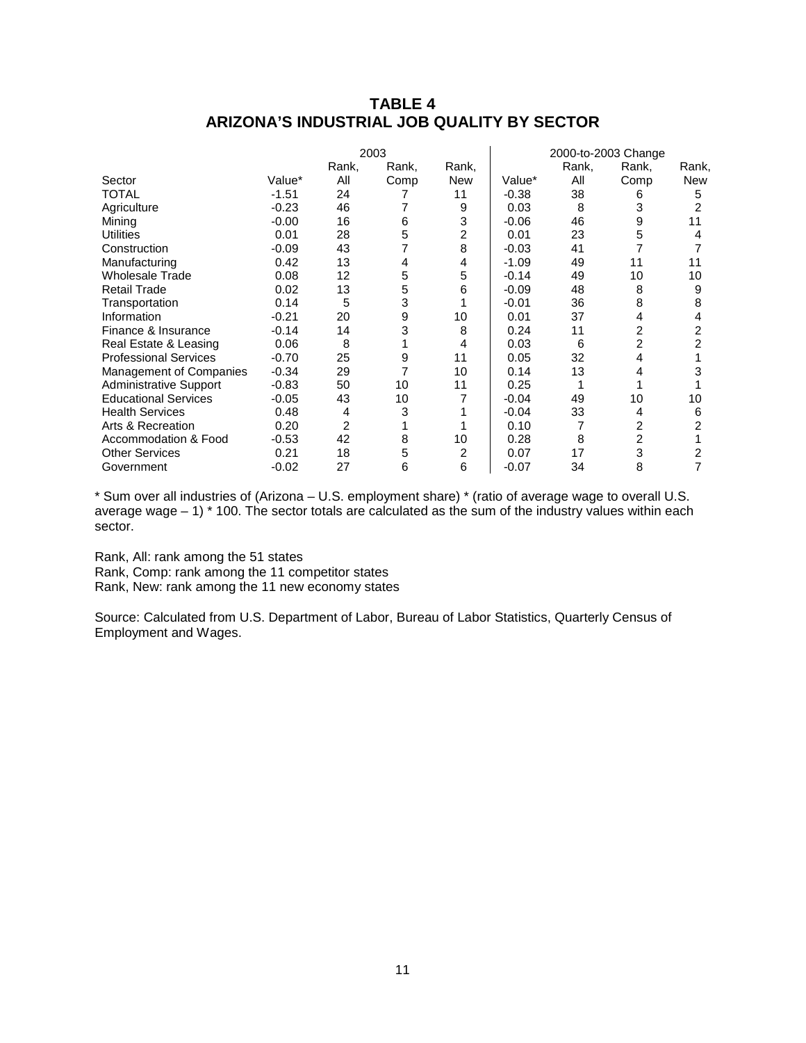# TABLE 4
# ARIZONA'S INDUSTRIAL JOB QUALITY BY SECTOR

| | 2003 | | | | 2000-to-2003 Change | | | |
|---|---|---|---|---|---|---|---|---|
| Sector | Value* | Rank, All | Rank, Comp | Rank, New | Value* | Rank, All | Rank, Comp | Rank, New |
| TOTAL | -1.51 | 24 | 7 | 11 | -0.38 | 38 | 6 | 5 |
| Agriculture | -0.23 | 46 | 7 | 9 | 0.03 | 8 | 3 | 2 |
| Mining | -0.00 | 16 | 6 | 3 | -0.06 | 46 | 9 | 11 |
| Utilities | 0.01 | 28 | 5 | 2 | 0.01 | 23 | 5 | 4 |
| Construction | -0.09 | 43 | 7 | 8 | -0.03 | 41 | 7 | 7 |
| Manufacturing | 0.42 | 13 | 4 | 4 | -1.09 | 49 | 11 | 11 |
| Wholesale Trade | 0.08 | 12 | 5 | 5 | -0.14 | 49 | 10 | 10 |
| Retail Trade | 0.02 | 13 | 5 | 6 | -0.09 | 48 | 8 | 9 |
| Transportation | 0.14 | 5 | 3 | 1 | -0.01 | 36 | 8 | 8 |
| Information | -0.21 | 20 | 9 | 10 | 0.01 | 37 | 4 | 4 |
| Finance & Insurance | -0.14 | 14 | 3 | 8 | 0.24 | 11 | 2 | 2 |
| Real Estate & Leasing | 0.06 | 8 | 1 | 4 | 0.03 | 6 | 2 | 2 |
| Professional Services | -0.70 | 25 | 9 | 11 | 0.05 | 32 | 4 | 1 |
| Management of Companies | -0.34 | 29 | 7 | 10 | 0.14 | 13 | 4 | 3 |
| Administrative Support | -0.83 | 50 | 10 | 11 | 0.25 | 1 | 1 | 1 |
| Educational Services | -0.05 | 43 | 10 | 7 | -0.04 | 49 | 10 | 10 |
| Health Services | 0.48 | 4 | 3 | 1 | -0.04 | 33 | 4 | 6 |
| Arts & Recreation | 0.20 | 2 | 1 | 1 | 0.10 | 7 | 2 | 2 |
| Accommodation & Food | -0.53 | 42 | 8 | 10 | 0.28 | 8 | 2 | 1 |
| Other Services | 0.21 | 18 | 5 | 2 | 0.07 | 17 | 3 | 2 |
| Government | -0.02 | 27 | 6 | 6 | -0.07 | 34 | 8 | 7 |

* Sum over all industries of (Arizona – U.S. employment share) * (ratio of average wage to overall U.S. average wage – 1) * 100. The sector totals are calculated as the sum of the industry values within each sector.

Rank, All: rank among the 51 states
Rank, Comp: rank among the 11 competitor states
Rank, New: rank among the 11 new economy states

Source: Calculated from U.S. Department of Labor, Bureau of Labor Statistics, Quarterly Census of Employment and Wages.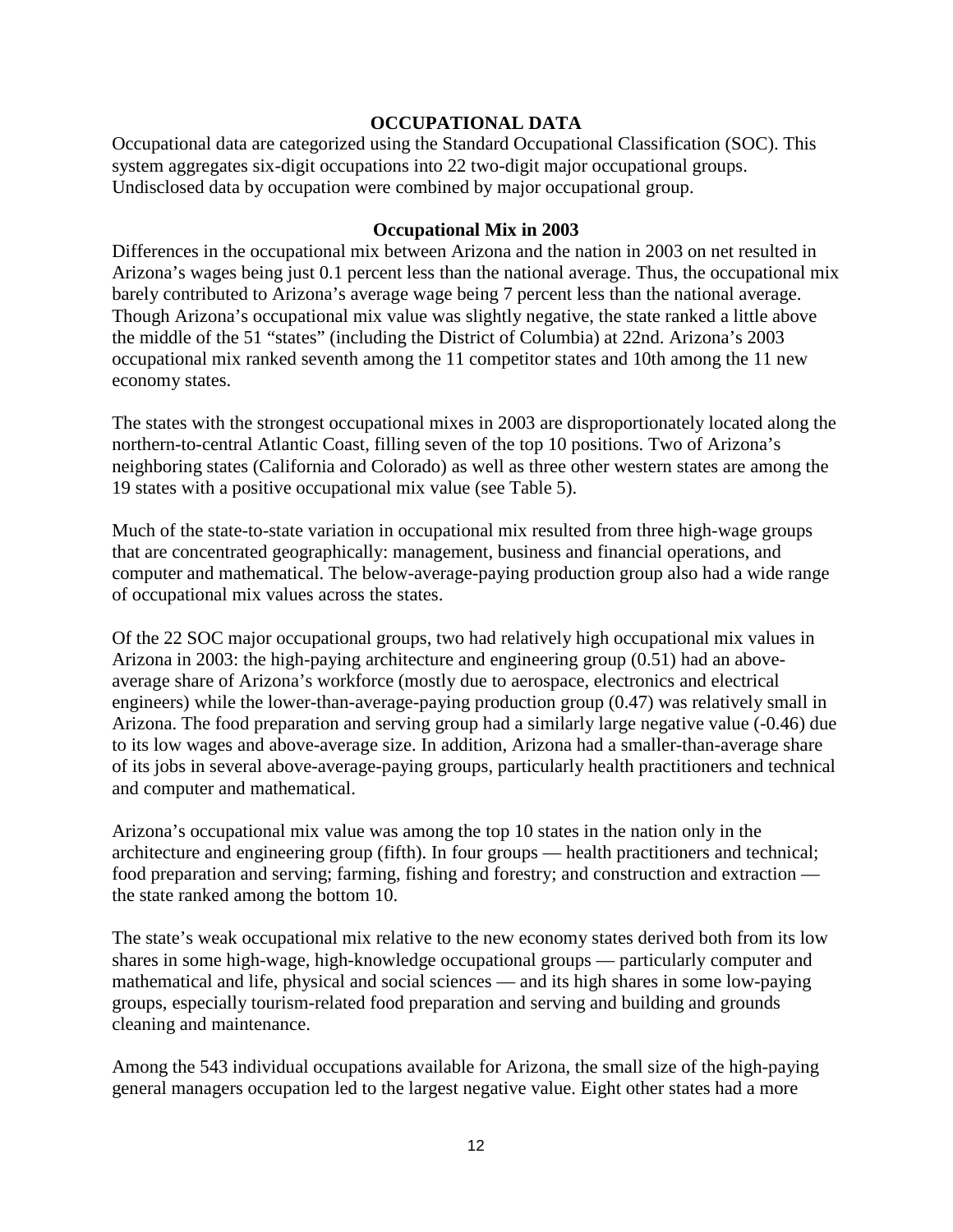## OCCUPATIONAL DATA

Occupational data are categorized using the Standard Occupational Classification (SOC). This system aggregates six-digit occupations into 22 two-digit major occupational groups. Undisclosed data by occupation were combined by major occupational group.

### Occupational Mix in 2003

Differences in the occupational mix between Arizona and the nation in 2003 on net resulted in Arizona's wages being just 0.1 percent less than the national average. Thus, the occupational mix barely contributed to Arizona's average wage being 7 percent less than the national average. Though Arizona's occupational mix value was slightly negative, the state ranked a little above the middle of the 51 "states" (including the District of Columbia) at 22nd. Arizona's 2003 occupational mix ranked seventh among the 11 competitor states and 10th among the 11 new economy states.

The states with the strongest occupational mixes in 2003 are disproportionately located along the northern-to-central Atlantic Coast, filling seven of the top 10 positions. Two of Arizona's neighboring states (California and Colorado) as well as three other western states are among the 19 states with a positive occupational mix value (see Table 5).

Much of the state-to-state variation in occupational mix resulted from three high-wage groups that are concentrated geographically: management, business and financial operations, and computer and mathematical. The below-average-paying production group also had a wide range of occupational mix values across the states.

Of the 22 SOC major occupational groups, two had relatively high occupational mix values in Arizona in 2003: the high-paying architecture and engineering group (0.51) had an above-average share of Arizona's workforce (mostly due to aerospace, electronics and electrical engineers) while the lower-than-average-paying production group (0.47) was relatively small in Arizona. The food preparation and serving group had a similarly large negative value (-0.46) due to its low wages and above-average size. In addition, Arizona had a smaller-than-average share of its jobs in several above-average-paying groups, particularly health practitioners and technical and computer and mathematical.

Arizona's occupational mix value was among the top 10 states in the nation only in the architecture and engineering group (fifth). In four groups — health practitioners and technical; food preparation and serving; farming, fishing and forestry; and construction and extraction — the state ranked among the bottom 10.

The state's weak occupational mix relative to the new economy states derived both from its low shares in some high-wage, high-knowledge occupational groups — particularly computer and mathematical and life, physical and social sciences — and its high shares in some low-paying groups, especially tourism-related food preparation and serving and building and grounds cleaning and maintenance.

Among the 543 individual occupations available for Arizona, the small size of the high-paying general managers occupation led to the largest negative value. Eight other states had a more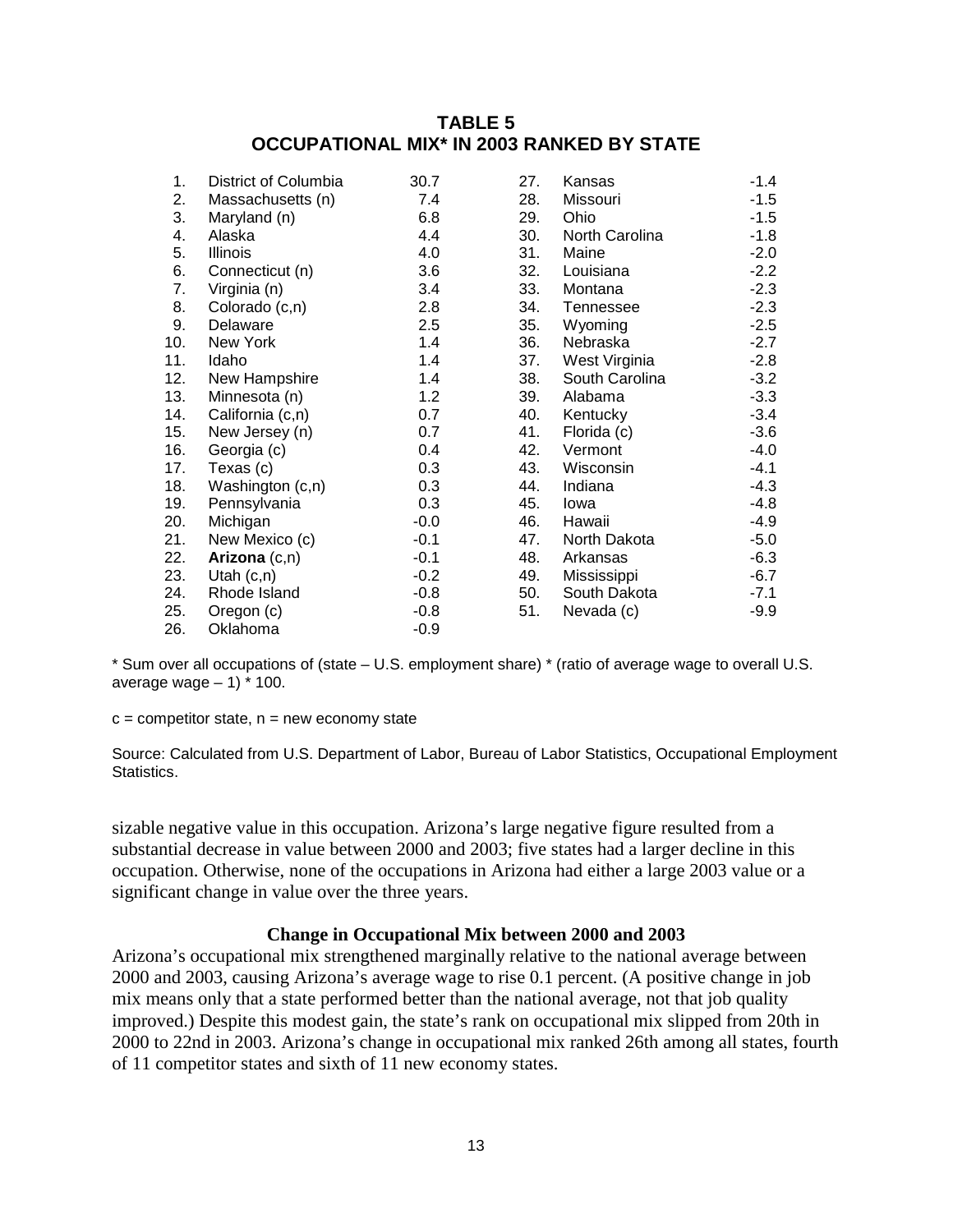## TABLE 5
## OCCUPATIONAL MIX* IN 2003 RANKED BY STATE

| Rank | State | Value | Rank | State | Value |
|---|---|---|---|---|---|
| 1. | District of Columbia | 30.7 | 27. | Kansas | -1.4 |
| 2. | Massachusetts (n) | 7.4 | 28. | Missouri | -1.5 |
| 3. | Maryland (n) | 6.8 | 29. | Ohio | -1.5 |
| 4. | Alaska | 4.4 | 30. | North Carolina | -1.8 |
| 5. | Illinois | 4.0 | 31. | Maine | -2.0 |
| 6. | Connecticut (n) | 3.6 | 32. | Louisiana | -2.2 |
| 7. | Virginia (n) | 3.4 | 33. | Montana | -2.3 |
| 8. | Colorado (c,n) | 2.8 | 34. | Tennessee | -2.3 |
| 9. | Delaware | 2.5 | 35. | Wyoming | -2.5 |
| 10. | New York | 1.4 | 36. | Nebraska | -2.7 |
| 11. | Idaho | 1.4 | 37. | West Virginia | -2.8 |
| 12. | New Hampshire | 1.4 | 38. | South Carolina | -3.2 |
| 13. | Minnesota (n) | 1.2 | 39. | Alabama | -3.3 |
| 14. | California (c,n) | 0.7 | 40. | Kentucky | -3.4 |
| 15. | New Jersey (n) | 0.7 | 41. | Florida (c) | -3.6 |
| 16. | Georgia (c) | 0.4 | 42. | Vermont | -4.0 |
| 17. | Texas (c) | 0.3 | 43. | Wisconsin | -4.1 |
| 18. | Washington (c,n) | 0.3 | 44. | Indiana | -4.3 |
| 19. | Pennsylvania | 0.3 | 45. | Iowa | -4.8 |
| 20. | Michigan | -0.0 | 46. | Hawaii | -4.9 |
| 21. | New Mexico (c) | -0.1 | 47. | North Dakota | -5.0 |
| 22. | **Arizona** (c,n) | -0.1 | 48. | Arkansas | -6.3 |
| 23. | Utah (c,n) | -0.2 | 49. | Mississippi | -6.7 |
| 24. | Rhode Island | -0.8 | 50. | South Dakota | -7.1 |
| 25. | Oregon (c) | -0.8 | 51. | Nevada (c) | -9.9 |
| 26. | Oklahoma | -0.9 | | | |

* Sum over all occupations of (state – U.S. employment share) * (ratio of average wage to overall U.S. average wage – 1) * 100.

c = competitor state, n = new economy state

Source: Calculated from U.S. Department of Labor, Bureau of Labor Statistics, Occupational Employment Statistics.

sizable negative value in this occupation. Arizona's large negative figure resulted from a substantial decrease in value between 2000 and 2003; five states had a larger decline in this occupation. Otherwise, none of the occupations in Arizona had either a large 2003 value or a significant change in value over the three years.

### Change in Occupational Mix between 2000 and 2003

Arizona's occupational mix strengthened marginally relative to the national average between 2000 and 2003, causing Arizona's average wage to rise 0.1 percent. (A positive change in job mix means only that a state performed better than the national average, not that job quality improved.) Despite this modest gain, the state's rank on occupational mix slipped from 20th in 2000 to 22nd in 2003. Arizona's change in occupational mix ranked 26th among all states, fourth of 11 competitor states and sixth of 11 new economy states.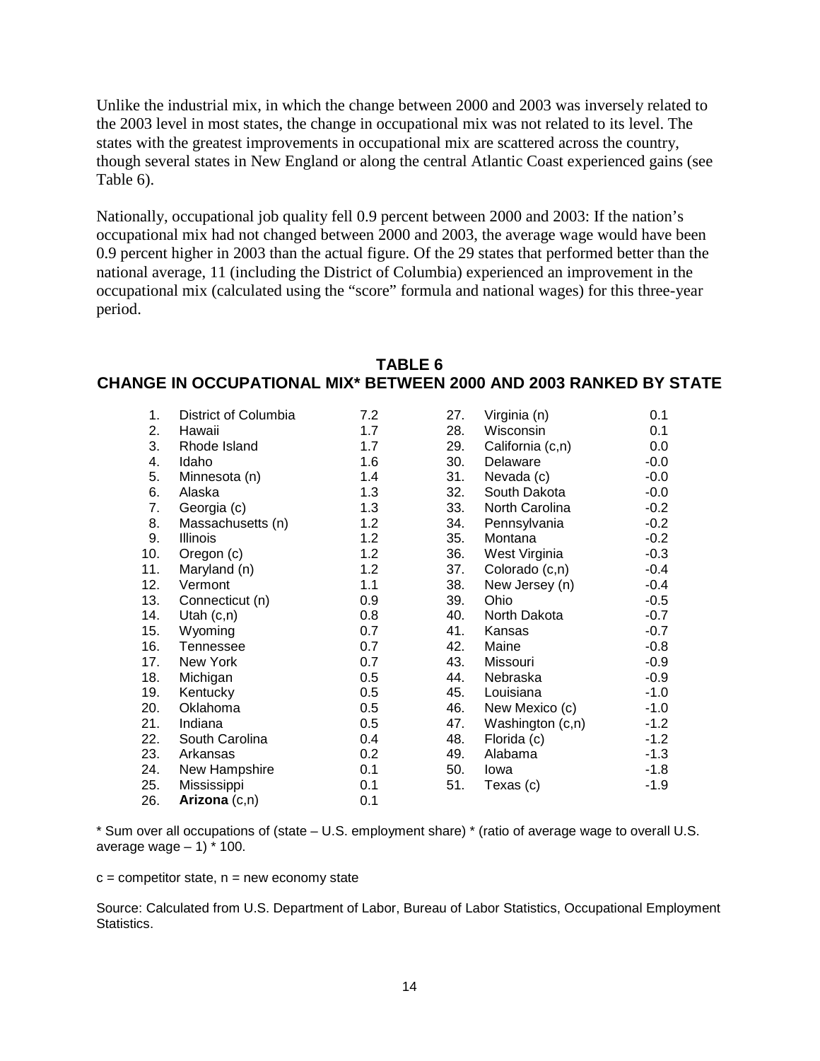Unlike the industrial mix, in which the change between 2000 and 2003 was inversely related to the 2003 level in most states, the change in occupational mix was not related to its level. The states with the greatest improvements in occupational mix are scattered across the country, though several states in New England or along the central Atlantic Coast experienced gains (see Table 6).

Nationally, occupational job quality fell 0.9 percent between 2000 and 2003: If the nation's occupational mix had not changed between 2000 and 2003, the average wage would have been 0.9 percent higher in 2003 than the actual figure. Of the 29 states that performed better than the national average, 11 (including the District of Columbia) experienced an improvement in the occupational mix (calculated using the "score" formula and national wages) for this three-year period.

## TABLE 6
## CHANGE IN OCCUPATIONAL MIX* BETWEEN 2000 AND 2003 RANKED BY STATE

| Rank | State | Change | Rank | State | Change |
|---|---|---|---|---|---|
| 1. | District of Columbia | 7.2 | 27. | Virginia (n) | 0.1 |
| 2. | Hawaii | 1.7 | 28. | Wisconsin | 0.1 |
| 3. | Rhode Island | 1.7 | 29. | California (c,n) | 0.0 |
| 4. | Idaho | 1.6 | 30. | Delaware | -0.0 |
| 5. | Minnesota (n) | 1.4 | 31. | Nevada (c) | -0.0 |
| 6. | Alaska | 1.3 | 32. | South Dakota | -0.0 |
| 7. | Georgia (c) | 1.3 | 33. | North Carolina | -0.2 |
| 8. | Massachusetts (n) | 1.2 | 34. | Pennsylvania | -0.2 |
| 9. | Illinois | 1.2 | 35. | Montana | -0.2 |
| 10. | Oregon (c) | 1.2 | 36. | West Virginia | -0.3 |
| 11. | Maryland (n) | 1.2 | 37. | Colorado (c,n) | -0.4 |
| 12. | Vermont | 1.1 | 38. | New Jersey (n) | -0.4 |
| 13. | Connecticut (n) | 0.9 | 39. | Ohio | -0.5 |
| 14. | Utah (c,n) | 0.8 | 40. | North Dakota | -0.7 |
| 15. | Wyoming | 0.7 | 41. | Kansas | -0.7 |
| 16. | Tennessee | 0.7 | 42. | Maine | -0.8 |
| 17. | New York | 0.7 | 43. | Missouri | -0.9 |
| 18. | Michigan | 0.5 | 44. | Nebraska | -0.9 |
| 19. | Kentucky | 0.5 | 45. | Louisiana | -1.0 |
| 20. | Oklahoma | 0.5 | 46. | New Mexico (c) | -1.0 |
| 21. | Indiana | 0.5 | 47. | Washington (c,n) | -1.2 |
| 22. | South Carolina | 0.4 | 48. | Florida (c) | -1.2 |
| 23. | Arkansas | 0.2 | 49. | Alabama | -1.3 |
| 24. | New Hampshire | 0.1 | 50. | Iowa | -1.8 |
| 25. | Mississippi | 0.1 | 51. | Texas (c) | -1.9 |
| 26. | **Arizona** (c,n) | 0.1 | | | |

\* Sum over all occupations of (state – U.S. employment share) * (ratio of average wage to overall U.S. average wage – 1) * 100.

c = competitor state, n = new economy state

Source: Calculated from U.S. Department of Labor, Bureau of Labor Statistics, Occupational Employment Statistics.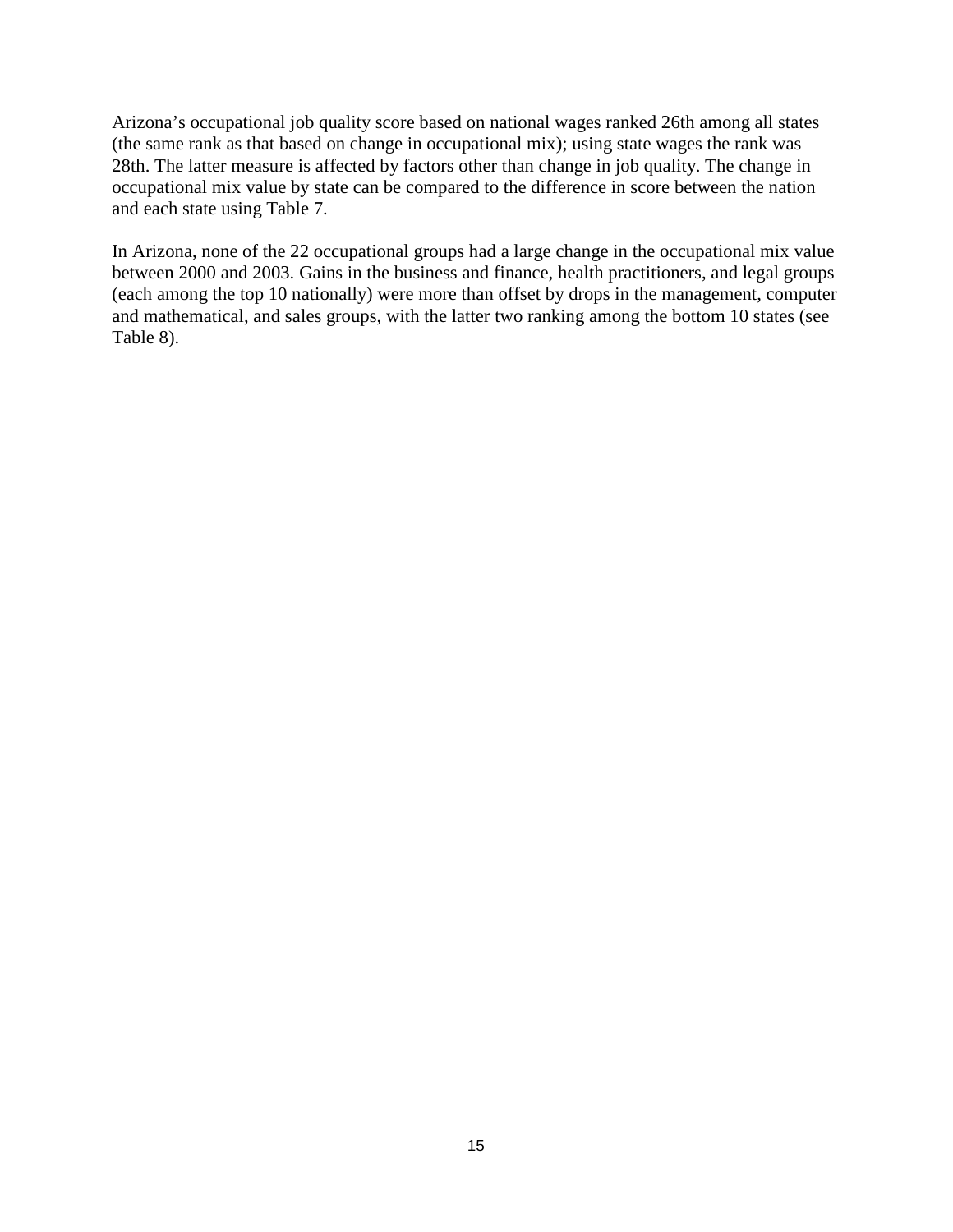Arizona's occupational job quality score based on national wages ranked 26th among all states (the same rank as that based on change in occupational mix); using state wages the rank was 28th. The latter measure is affected by factors other than change in job quality. The change in occupational mix value by state can be compared to the difference in score between the nation and each state using Table 7.

In Arizona, none of the 22 occupational groups had a large change in the occupational mix value between 2000 and 2003. Gains in the business and finance, health practitioners, and legal groups (each among the top 10 nationally) were more than offset by drops in the management, computer and mathematical, and sales groups, with the latter two ranking among the bottom 10 states (see Table 8).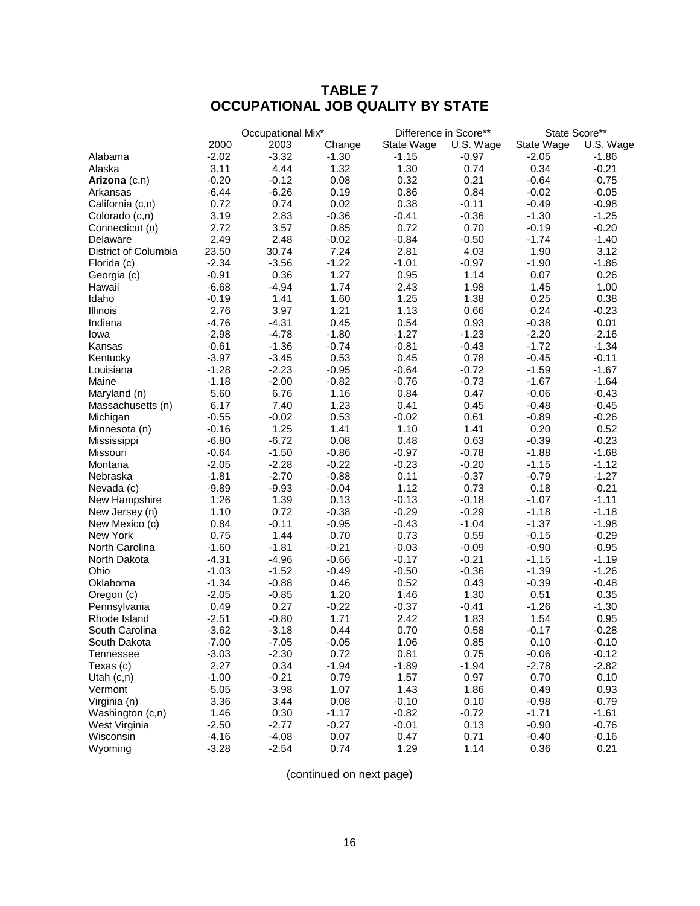# TABLE 7
# OCCUPATIONAL JOB QUALITY BY STATE

| | Occupational Mix* | | | Difference in Score** | | State Score** | |
|---|---|---|---|---|---|---|---|
| | 2000 | 2003 | Change | State Wage | U.S. Wage | State Wage | U.S. Wage |
| Alabama | -2.02 | -3.32 | -1.30 | -1.15 | -0.97 | -2.05 | -1.86 |
| Alaska | 3.11 | 4.44 | 1.32 | 1.30 | 0.74 | 0.34 | -0.21 |
| **Arizona** (c,n) | -0.20 | -0.12 | 0.08 | 0.32 | 0.21 | -0.64 | -0.75 |
| Arkansas | -6.44 | -6.26 | 0.19 | 0.86 | 0.84 | -0.02 | -0.05 |
| California (c,n) | 0.72 | 0.74 | 0.02 | 0.38 | -0.11 | -0.49 | -0.98 |
| Colorado (c,n) | 3.19 | 2.83 | -0.36 | -0.41 | -0.36 | -1.30 | -1.25 |
| Connecticut (n) | 2.72 | 3.57 | 0.85 | 0.72 | 0.70 | -0.19 | -0.20 |
| Delaware | 2.49 | 2.48 | -0.02 | -0.84 | -0.50 | -1.74 | -1.40 |
| District of Columbia | 23.50 | 30.74 | 7.24 | 2.81 | 4.03 | 1.90 | 3.12 |
| Florida (c) | -2.34 | -3.56 | -1.22 | -1.01 | -0.97 | -1.90 | -1.86 |
| Georgia (c) | -0.91 | 0.36 | 1.27 | 0.95 | 1.14 | 0.07 | 0.26 |
| Hawaii | -6.68 | -4.94 | 1.74 | 2.43 | 1.98 | 1.45 | 1.00 |
| Idaho | -0.19 | 1.41 | 1.60 | 1.25 | 1.38 | 0.25 | 0.38 |
| Illinois | 2.76 | 3.97 | 1.21 | 1.13 | 0.66 | 0.24 | -0.23 |
| Indiana | -4.76 | -4.31 | 0.45 | 0.54 | 0.93 | -0.38 | 0.01 |
| Iowa | -2.98 | -4.78 | -1.80 | -1.27 | -1.23 | -2.20 | -2.16 |
| Kansas | -0.61 | -1.36 | -0.74 | -0.81 | -0.43 | -1.72 | -1.34 |
| Kentucky | -3.97 | -3.45 | 0.53 | 0.45 | 0.78 | -0.45 | -0.11 |
| Louisiana | -1.28 | -2.23 | -0.95 | -0.64 | -0.72 | -1.59 | -1.67 |
| Maine | -1.18 | -2.00 | -0.82 | -0.76 | -0.73 | -1.67 | -1.64 |
| Maryland (n) | 5.60 | 6.76 | 1.16 | 0.84 | 0.47 | -0.06 | -0.43 |
| Massachusetts (n) | 6.17 | 7.40 | 1.23 | 0.41 | 0.45 | -0.48 | -0.45 |
| Michigan | -0.55 | -0.02 | 0.53 | -0.02 | 0.61 | -0.89 | -0.26 |
| Minnesota (n) | -0.16 | 1.25 | 1.41 | 1.10 | 1.41 | 0.20 | 0.52 |
| Mississippi | -6.80 | -6.72 | 0.08 | 0.48 | 0.63 | -0.39 | -0.23 |
| Missouri | -0.64 | -1.50 | -0.86 | -0.97 | -0.78 | -1.88 | -1.68 |
| Montana | -2.05 | -2.28 | -0.22 | -0.23 | -0.20 | -1.15 | -1.12 |
| Nebraska | -1.81 | -2.70 | -0.88 | 0.11 | -0.37 | -0.79 | -1.27 |
| Nevada (c) | -9.89 | -9.93 | -0.04 | 1.12 | 0.73 | 0.18 | -0.21 |
| New Hampshire | 1.26 | 1.39 | 0.13 | -0.13 | -0.18 | -1.07 | -1.11 |
| New Jersey (n) | 1.10 | 0.72 | -0.38 | -0.29 | -0.29 | -1.18 | -1.18 |
| New Mexico (c) | 0.84 | -0.11 | -0.95 | -0.43 | -1.04 | -1.37 | -1.98 |
| New York | 0.75 | 1.44 | 0.70 | 0.73 | 0.59 | -0.15 | -0.29 |
| North Carolina | -1.60 | -1.81 | -0.21 | -0.03 | -0.09 | -0.90 | -0.95 |
| North Dakota | -4.31 | -4.96 | -0.66 | -0.17 | -0.21 | -1.15 | -1.19 |
| Ohio | -1.03 | -1.52 | -0.49 | -0.50 | -0.36 | -1.39 | -1.26 |
| Oklahoma | -1.34 | -0.88 | 0.46 | 0.52 | 0.43 | -0.39 | -0.48 |
| Oregon (c) | -2.05 | -0.85 | 1.20 | 1.46 | 1.30 | 0.51 | 0.35 |
| Pennsylvania | 0.49 | 0.27 | -0.22 | -0.37 | -0.41 | -1.26 | -1.30 |
| Rhode Island | -2.51 | -0.80 | 1.71 | 2.42 | 1.83 | 1.54 | 0.95 |
| South Carolina | -3.62 | -3.18 | 0.44 | 0.70 | 0.58 | -0.17 | -0.28 |
| South Dakota | -7.00 | -7.05 | -0.05 | 1.06 | 0.85 | 0.10 | -0.10 |
| Tennessee | -3.03 | -2.30 | 0.72 | 0.81 | 0.75 | -0.06 | -0.12 |
| Texas (c) | 2.27 | 0.34 | -1.94 | -1.89 | -1.94 | -2.78 | -2.82 |
| Utah (c,n) | -1.00 | -0.21 | 0.79 | 1.57 | 0.97 | 0.70 | 0.10 |
| Vermont | -5.05 | -3.98 | 1.07 | 1.43 | 1.86 | 0.49 | 0.93 |
| Virginia (n) | 3.36 | 3.44 | 0.08 | -0.10 | 0.10 | -0.98 | -0.79 |
| Washington (c,n) | 1.46 | 0.30 | -1.17 | -0.82 | -0.72 | -1.71 | -1.61 |
| West Virginia | -2.50 | -2.77 | -0.27 | -0.01 | 0.13 | -0.90 | -0.76 |
| Wisconsin | -4.16 | -4.08 | 0.07 | 0.47 | 0.71 | -0.40 | -0.16 |
| Wyoming | -3.28 | -2.54 | 0.74 | 1.29 | 1.14 | 0.36 | 0.21 |

(continued on next page)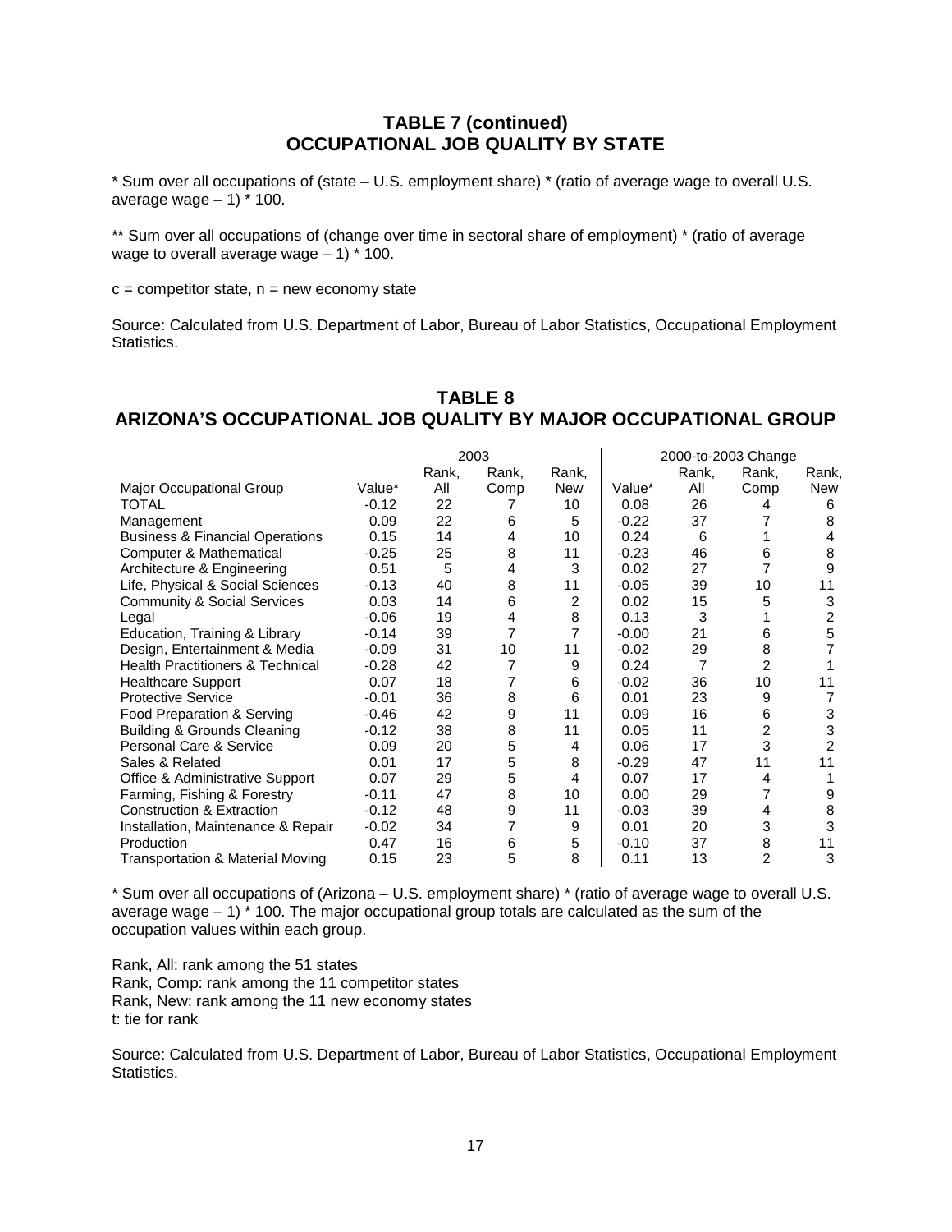## TABLE 7 (continued)
## OCCUPATIONAL JOB QUALITY BY STATE

* Sum over all occupations of (state – U.S. employment share) * (ratio of average wage to overall U.S. average wage – 1) * 100.

** Sum over all occupations of (change over time in sectoral share of employment) * (ratio of average wage to overall average wage – 1) * 100.

c = competitor state, n = new economy state

Source: Calculated from U.S. Department of Labor, Bureau of Labor Statistics, Occupational Employment Statistics.

## TABLE 8
## ARIZONA'S OCCUPATIONAL JOB QUALITY BY MAJOR OCCUPATIONAL GROUP

| | 2003 | | | | 2000-to-2003 Change | | | |
|---|---|---|---|---|---|---|---|---|
| Major Occupational Group | Value* | Rank, All | Rank, Comp | Rank, New | Value* | Rank, All | Rank, Comp | Rank, New |
| TOTAL | -0.12 | 22 | 7 | 10 | 0.08 | 26 | 4 | 6 |
| Management | 0.09 | 22 | 6 | 5 | -0.22 | 37 | 7 | 8 |
| Business & Financial Operations | 0.15 | 14 | 4 | 10 | 0.24 | 6 | 1 | 4 |
| Computer & Mathematical | -0.25 | 25 | 8 | 11 | -0.23 | 46 | 6 | 8 |
| Architecture & Engineering | 0.51 | 5 | 4 | 3 | 0.02 | 27 | 7 | 9 |
| Life, Physical & Social Sciences | -0.13 | 40 | 8 | 11 | -0.05 | 39 | 10 | 11 |
| Community & Social Services | 0.03 | 14 | 6 | 2 | 0.02 | 15 | 5 | 3 |
| Legal | -0.06 | 19 | 4 | 8 | 0.13 | 3 | 1 | 2 |
| Education, Training & Library | -0.14 | 39 | 7 | 7 | -0.00 | 21 | 6 | 5 |
| Design, Entertainment & Media | -0.09 | 31 | 10 | 11 | -0.02 | 29 | 8 | 7 |
| Health Practitioners & Technical | -0.28 | 42 | 7 | 9 | 0.24 | 7 | 2 | 1 |
| Healthcare Support | 0.07 | 18 | 7 | 6 | -0.02 | 36 | 10 | 11 |
| Protective Service | -0.01 | 36 | 8 | 6 | 0.01 | 23 | 9 | 7 |
| Food Preparation & Serving | -0.46 | 42 | 9 | 11 | 0.09 | 16 | 6 | 3 |
| Building & Grounds Cleaning | -0.12 | 38 | 8 | 11 | 0.05 | 11 | 2 | 3 |
| Personal Care & Service | 0.09 | 20 | 5 | 4 | 0.06 | 17 | 3 | 2 |
| Sales & Related | 0.01 | 17 | 5 | 8 | -0.29 | 47 | 11 | 11 |
| Office & Administrative Support | 0.07 | 29 | 5 | 4 | 0.07 | 17 | 4 | 1 |
| Farming, Fishing & Forestry | -0.11 | 47 | 8 | 10 | 0.00 | 29 | 7 | 9 |
| Construction & Extraction | -0.12 | 48 | 9 | 11 | -0.03 | 39 | 4 | 8 |
| Installation, Maintenance & Repair | -0.02 | 34 | 7 | 9 | 0.01 | 20 | 3 | 3 |
| Production | 0.47 | 16 | 6 | 5 | -0.10 | 37 | 8 | 11 |
| Transportation & Material Moving | 0.15 | 23 | 5 | 8 | 0.11 | 13 | 2 | 3 |

* Sum over all occupations of (Arizona – U.S. employment share) * (ratio of average wage to overall U.S. average wage – 1) * 100. The major occupational group totals are calculated as the sum of the occupation values within each group.

Rank, All: rank among the 51 states
Rank, Comp: rank among the 11 competitor states
Rank, New: rank among the 11 new economy states
t: tie for rank

Source: Calculated from U.S. Department of Labor, Bureau of Labor Statistics, Occupational Employment Statistics.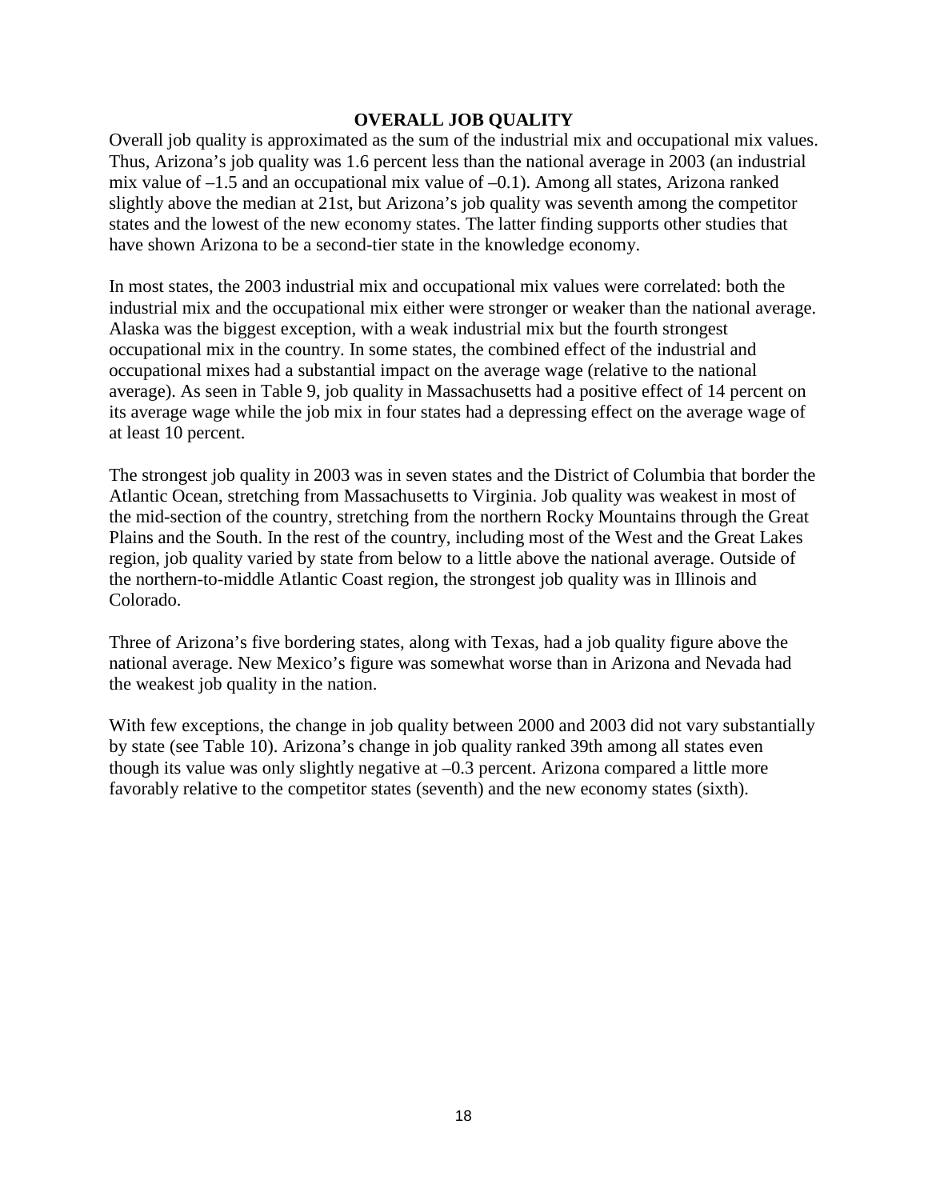## OVERALL JOB QUALITY

Overall job quality is approximated as the sum of the industrial mix and occupational mix values. Thus, Arizona's job quality was 1.6 percent less than the national average in 2003 (an industrial mix value of –1.5 and an occupational mix value of –0.1). Among all states, Arizona ranked slightly above the median at 21st, but Arizona's job quality was seventh among the competitor states and the lowest of the new economy states. The latter finding supports other studies that have shown Arizona to be a second-tier state in the knowledge economy.

In most states, the 2003 industrial mix and occupational mix values were correlated: both the industrial mix and the occupational mix either were stronger or weaker than the national average. Alaska was the biggest exception, with a weak industrial mix but the fourth strongest occupational mix in the country. In some states, the combined effect of the industrial and occupational mixes had a substantial impact on the average wage (relative to the national average). As seen in Table 9, job quality in Massachusetts had a positive effect of 14 percent on its average wage while the job mix in four states had a depressing effect on the average wage of at least 10 percent.

The strongest job quality in 2003 was in seven states and the District of Columbia that border the Atlantic Ocean, stretching from Massachusetts to Virginia. Job quality was weakest in most of the mid-section of the country, stretching from the northern Rocky Mountains through the Great Plains and the South. In the rest of the country, including most of the West and the Great Lakes region, job quality varied by state from below to a little above the national average. Outside of the northern-to-middle Atlantic Coast region, the strongest job quality was in Illinois and Colorado.

Three of Arizona's five bordering states, along with Texas, had a job quality figure above the national average. New Mexico's figure was somewhat worse than in Arizona and Nevada had the weakest job quality in the nation.

With few exceptions, the change in job quality between 2000 and 2003 did not vary substantially by state (see Table 10). Arizona's change in job quality ranked 39th among all states even though its value was only slightly negative at –0.3 percent. Arizona compared a little more favorably relative to the competitor states (seventh) and the new economy states (sixth).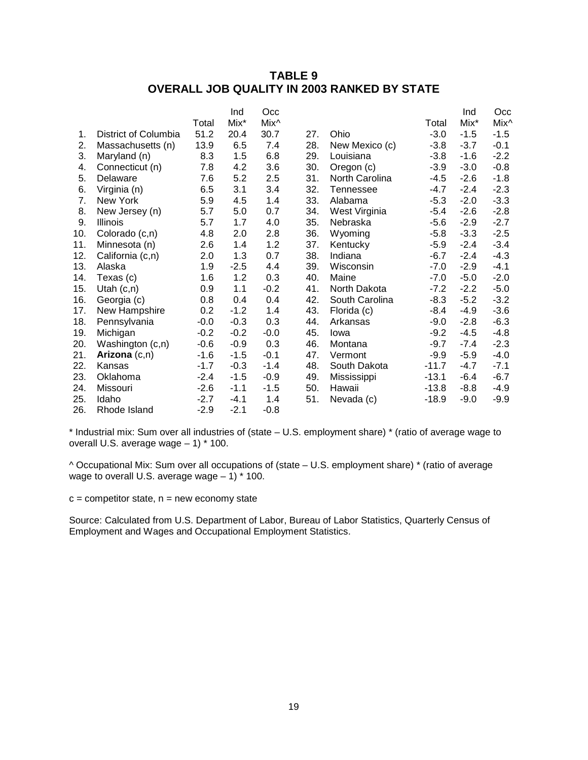# TABLE 9
# OVERALL JOB QUALITY IN 2003 RANKED BY STATE

| | | Total | Ind Mix* | Occ Mix^ | | | Total | Ind Mix* | Occ Mix^ |
|---|---|---|---|---|---|---|---|---|---|
| 1. | District of Columbia | 51.2 | 20.4 | 30.7 | 27. | Ohio | -3.0 | -1.5 | -1.5 |
| 2. | Massachusetts (n) | 13.9 | 6.5 | 7.4 | 28. | New Mexico (c) | -3.8 | -3.7 | -0.1 |
| 3. | Maryland (n) | 8.3 | 1.5 | 6.8 | 29. | Louisiana | -3.8 | -1.6 | -2.2 |
| 4. | Connecticut (n) | 7.8 | 4.2 | 3.6 | 30. | Oregon (c) | -3.9 | -3.0 | -0.8 |
| 5. | Delaware | 7.6 | 5.2 | 2.5 | 31. | North Carolina | -4.5 | -2.6 | -1.8 |
| 6. | Virginia (n) | 6.5 | 3.1 | 3.4 | 32. | Tennessee | -4.7 | -2.4 | -2.3 |
| 7. | New York | 5.9 | 4.5 | 1.4 | 33. | Alabama | -5.3 | -2.0 | -3.3 |
| 8. | New Jersey (n) | 5.7 | 5.0 | 0.7 | 34. | West Virginia | -5.4 | -2.6 | -2.8 |
| 9. | Illinois | 5.7 | 1.7 | 4.0 | 35. | Nebraska | -5.6 | -2.9 | -2.7 |
| 10. | Colorado (c,n) | 4.8 | 2.0 | 2.8 | 36. | Wyoming | -5.8 | -3.3 | -2.5 |
| 11. | Minnesota (n) | 2.6 | 1.4 | 1.2 | 37. | Kentucky | -5.9 | -2.4 | -3.4 |
| 12. | California (c,n) | 2.0 | 1.3 | 0.7 | 38. | Indiana | -6.7 | -2.4 | -4.3 |
| 13. | Alaska | 1.9 | -2.5 | 4.4 | 39. | Wisconsin | -7.0 | -2.9 | -4.1 |
| 14. | Texas (c) | 1.6 | 1.2 | 0.3 | 40. | Maine | -7.0 | -5.0 | -2.0 |
| 15. | Utah (c,n) | 0.9 | 1.1 | -0.2 | 41. | North Dakota | -7.2 | -2.2 | -5.0 |
| 16. | Georgia (c) | 0.8 | 0.4 | 0.4 | 42. | South Carolina | -8.3 | -5.2 | -3.2 |
| 17. | New Hampshire | 0.2 | -1.2 | 1.4 | 43. | Florida (c) | -8.4 | -4.9 | -3.6 |
| 18. | Pennsylvania | -0.0 | -0.3 | 0.3 | 44. | Arkansas | -9.0 | -2.8 | -6.3 |
| 19. | Michigan | -0.2 | -0.2 | -0.0 | 45. | Iowa | -9.2 | -4.5 | -4.8 |
| 20. | Washington (c,n) | -0.6 | -0.9 | 0.3 | 46. | Montana | -9.7 | -7.4 | -2.3 |
| 21. | **Arizona** (c,n) | -1.6 | -1.5 | -0.1 | 47. | Vermont | -9.9 | -5.9 | -4.0 |
| 22. | Kansas | -1.7 | -0.3 | -1.4 | 48. | South Dakota | -11.7 | -4.7 | -7.1 |
| 23. | Oklahoma | -2.4 | -1.5 | -0.9 | 49. | Mississippi | -13.1 | -6.4 | -6.7 |
| 24. | Missouri | -2.6 | -1.1 | -1.5 | 50. | Hawaii | -13.8 | -8.8 | -4.9 |
| 25. | Idaho | -2.7 | -4.1 | 1.4 | 51. | Nevada (c) | -18.9 | -9.0 | -9.9 |
| 26. | Rhode Island | -2.9 | -2.1 | -0.8 | | | | | |

\* Industrial mix: Sum over all industries of (state – U.S. employment share) * (ratio of average wage to overall U.S. average wage – 1) * 100.

^ Occupational Mix: Sum over all occupations of (state – U.S. employment share) * (ratio of average wage to overall U.S. average wage – 1) * 100.

c = competitor state, n = new economy state

Source: Calculated from U.S. Department of Labor, Bureau of Labor Statistics, Quarterly Census of Employment and Wages and Occupational Employment Statistics.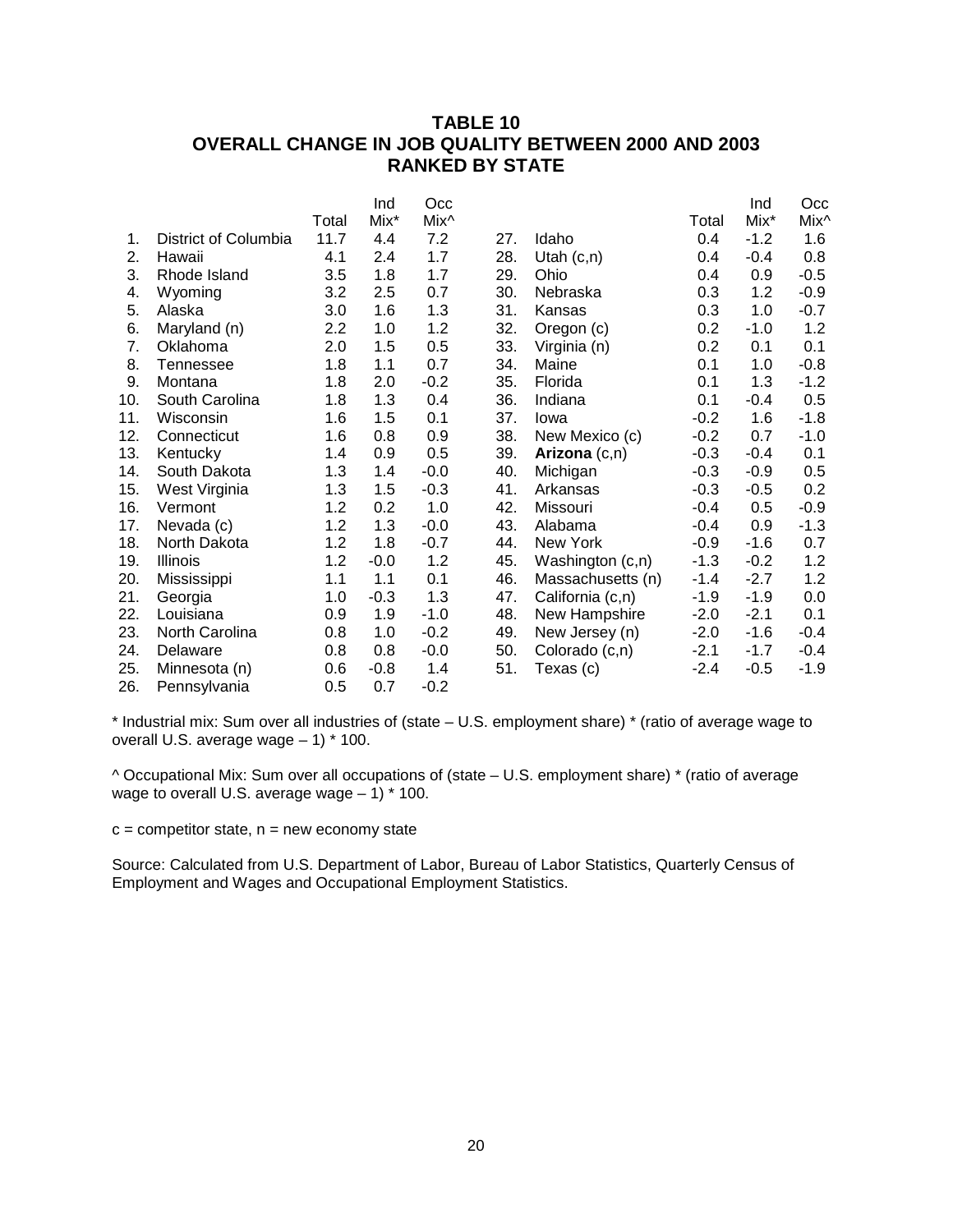# TABLE 10
# OVERALL CHANGE IN JOB QUALITY BETWEEN 2000 AND 2003
# RANKED BY STATE

| | | Total | Ind Mix* | Occ Mix^ | | | Total | Ind Mix* | Occ Mix^ |
|---|---|---|---|---|---|---|---|---|---|
| 1. | District of Columbia | 11.7 | 4.4 | 7.2 | 27. | Idaho | 0.4 | -1.2 | 1.6 |
| 2. | Hawaii | 4.1 | 2.4 | 1.7 | 28. | Utah (c,n) | 0.4 | -0.4 | 0.8 |
| 3. | Rhode Island | 3.5 | 1.8 | 1.7 | 29. | Ohio | 0.4 | 0.9 | -0.5 |
| 4. | Wyoming | 3.2 | 2.5 | 0.7 | 30. | Nebraska | 0.3 | 1.2 | -0.9 |
| 5. | Alaska | 3.0 | 1.6 | 1.3 | 31. | Kansas | 0.3 | 1.0 | -0.7 |
| 6. | Maryland (n) | 2.2 | 1.0 | 1.2 | 32. | Oregon (c) | 0.2 | -1.0 | 1.2 |
| 7. | Oklahoma | 2.0 | 1.5 | 0.5 | 33. | Virginia (n) | 0.2 | 0.1 | 0.1 |
| 8. | Tennessee | 1.8 | 1.1 | 0.7 | 34. | Maine | 0.1 | 1.0 | -0.8 |
| 9. | Montana | 1.8 | 2.0 | -0.2 | 35. | Florida | 0.1 | 1.3 | -1.2 |
| 10. | South Carolina | 1.8 | 1.3 | 0.4 | 36. | Indiana | 0.1 | -0.4 | 0.5 |
| 11. | Wisconsin | 1.6 | 1.5 | 0.1 | 37. | Iowa | -0.2 | 1.6 | -1.8 |
| 12. | Connecticut | 1.6 | 0.8 | 0.9 | 38. | New Mexico (c) | -0.2 | 0.7 | -1.0 |
| 13. | Kentucky | 1.4 | 0.9 | 0.5 | 39. | **Arizona** (c,n) | -0.3 | -0.4 | 0.1 |
| 14. | South Dakota | 1.3 | 1.4 | -0.0 | 40. | Michigan | -0.3 | -0.9 | 0.5 |
| 15. | West Virginia | 1.3 | 1.5 | -0.3 | 41. | Arkansas | -0.3 | -0.5 | 0.2 |
| 16. | Vermont | 1.2 | 0.2 | 1.0 | 42. | Missouri | -0.4 | 0.5 | -0.9 |
| 17. | Nevada (c) | 1.2 | 1.3 | -0.0 | 43. | Alabama | -0.4 | 0.9 | -1.3 |
| 18. | North Dakota | 1.2 | 1.8 | -0.7 | 44. | New York | -0.9 | -1.6 | 0.7 |
| 19. | Illinois | 1.2 | -0.0 | 1.2 | 45. | Washington (c,n) | -1.3 | -0.2 | 1.2 |
| 20. | Mississippi | 1.1 | 1.1 | 0.1 | 46. | Massachusetts (n) | -1.4 | -2.7 | 1.2 |
| 21. | Georgia | 1.0 | -0.3 | 1.3 | 47. | California (c,n) | -1.9 | -1.9 | 0.0 |
| 22. | Louisiana | 0.9 | 1.9 | -1.0 | 48. | New Hampshire | -2.0 | -2.1 | 0.1 |
| 23. | North Carolina | 0.8 | 1.0 | -0.2 | 49. | New Jersey (n) | -2.0 | -1.6 | -0.4 |
| 24. | Delaware | 0.8 | 0.8 | -0.0 | 50. | Colorado (c,n) | -2.1 | -1.7 | -0.4 |
| 25. | Minnesota (n) | 0.6 | -0.8 | 1.4 | 51. | Texas (c) | -2.4 | -0.5 | -1.9 |
| 26. | Pennsylvania | 0.5 | 0.7 | -0.2 | | | | | |

* Industrial mix: Sum over all industries of (state – U.S. employment share) * (ratio of average wage to overall U.S. average wage – 1) * 100.

^ Occupational Mix: Sum over all occupations of (state – U.S. employment share) * (ratio of average wage to overall U.S. average wage – 1) * 100.

c = competitor state, n = new economy state

Source: Calculated from U.S. Department of Labor, Bureau of Labor Statistics, Quarterly Census of Employment and Wages and Occupational Employment Statistics.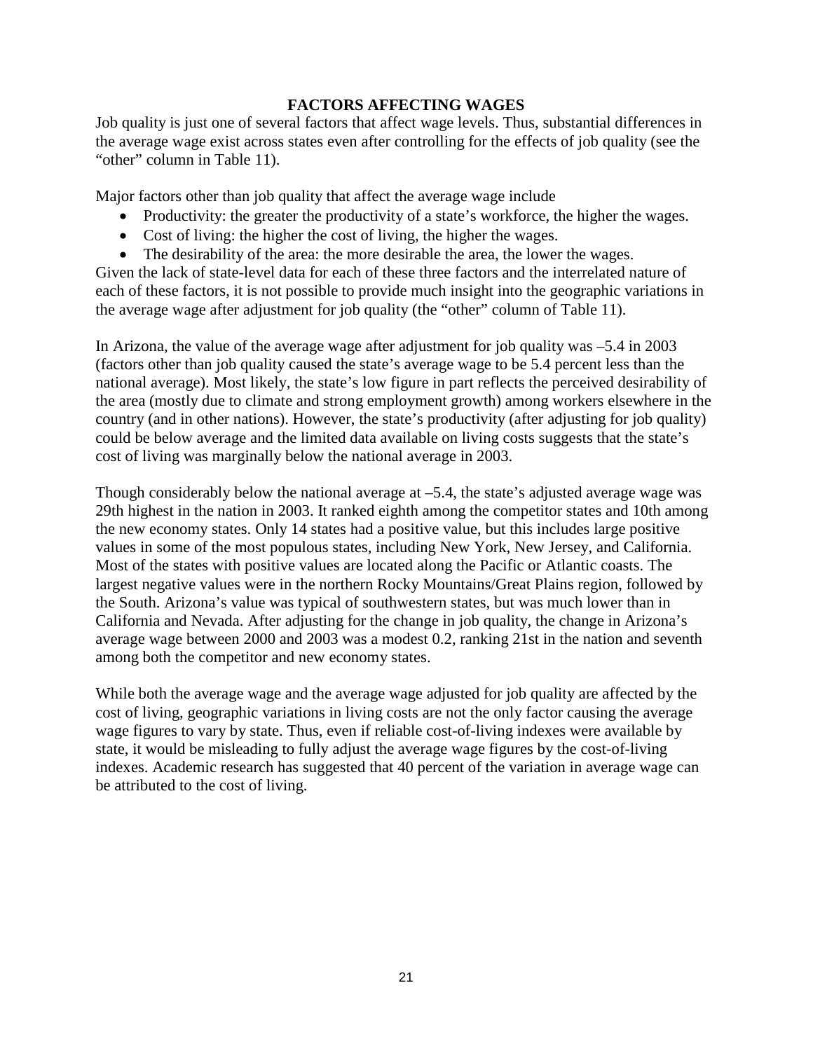## FACTORS AFFECTING WAGES

Job quality is just one of several factors that affect wage levels. Thus, substantial differences in the average wage exist across states even after controlling for the effects of job quality (see the "other" column in Table 11).

Major factors other than job quality that affect the average wage include

- Productivity: the greater the productivity of a state's workforce, the higher the wages.
- Cost of living: the higher the cost of living, the higher the wages.
- The desirability of the area: the more desirable the area, the lower the wages.

Given the lack of state-level data for each of these three factors and the interrelated nature of each of these factors, it is not possible to provide much insight into the geographic variations in the average wage after adjustment for job quality (the "other" column of Table 11).

In Arizona, the value of the average wage after adjustment for job quality was –5.4 in 2003 (factors other than job quality caused the state's average wage to be 5.4 percent less than the national average). Most likely, the state's low figure in part reflects the perceived desirability of the area (mostly due to climate and strong employment growth) among workers elsewhere in the country (and in other nations). However, the state's productivity (after adjusting for job quality) could be below average and the limited data available on living costs suggests that the state's cost of living was marginally below the national average in 2003.

Though considerably below the national average at –5.4, the state's adjusted average wage was 29th highest in the nation in 2003. It ranked eighth among the competitor states and 10th among the new economy states. Only 14 states had a positive value, but this includes large positive values in some of the most populous states, including New York, New Jersey, and California. Most of the states with positive values are located along the Pacific or Atlantic coasts. The largest negative values were in the northern Rocky Mountains/Great Plains region, followed by the South. Arizona's value was typical of southwestern states, but was much lower than in California and Nevada. After adjusting for the change in job quality, the change in Arizona's average wage between 2000 and 2003 was a modest 0.2, ranking 21st in the nation and seventh among both the competitor and new economy states.

While both the average wage and the average wage adjusted for job quality are affected by the cost of living, geographic variations in living costs are not the only factor causing the average wage figures to vary by state. Thus, even if reliable cost-of-living indexes were available by state, it would be misleading to fully adjust the average wage figures by the cost-of-living indexes. Academic research has suggested that 40 percent of the variation in average wage can be attributed to the cost of living.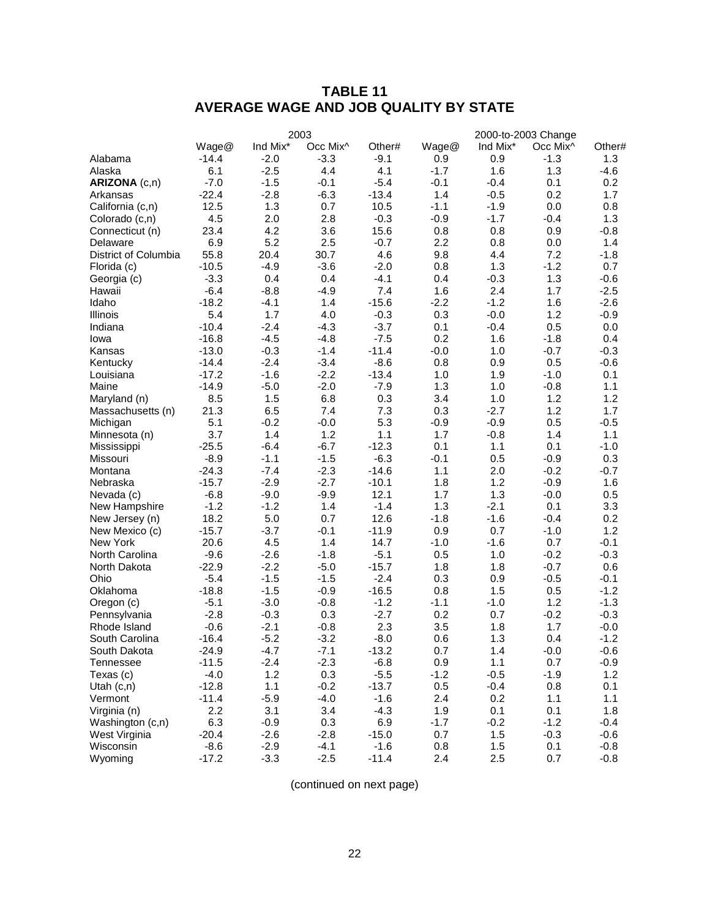# TABLE 11
# AVERAGE WAGE AND JOB QUALITY BY STATE

| | 2003 | | | | 2000-to-2003 Change | | | |
|---|---|---|---|---|---|---|---|---|
| | Wage@ | Ind Mix* | Occ Mix^ | Other# | Wage@ | Ind Mix* | Occ Mix^ | Other# |
| Alabama | -14.4 | -2.0 | -3.3 | -9.1 | 0.9 | 0.9 | -1.3 | 1.3 |
| Alaska | 6.1 | -2.5 | 4.4 | 4.1 | -1.7 | 1.6 | 1.3 | -4.6 |
| **ARIZONA** (c,n) | -7.0 | -1.5 | -0.1 | -5.4 | -0.1 | -0.4 | 0.1 | 0.2 |
| Arkansas | -22.4 | -2.8 | -6.3 | -13.4 | 1.4 | -0.5 | 0.2 | 1.7 |
| California (c,n) | 12.5 | 1.3 | 0.7 | 10.5 | -1.1 | -1.9 | 0.0 | 0.8 |
| Colorado (c,n) | 4.5 | 2.0 | 2.8 | -0.3 | -0.9 | -1.7 | -0.4 | 1.3 |
| Connecticut (n) | 23.4 | 4.2 | 3.6 | 15.6 | 0.8 | 0.8 | 0.9 | -0.8 |
| Delaware | 6.9 | 5.2 | 2.5 | -0.7 | 2.2 | 0.8 | 0.0 | 1.4 |
| District of Columbia | 55.8 | 20.4 | 30.7 | 4.6 | 9.8 | 4.4 | 7.2 | -1.8 |
| Florida (c) | -10.5 | -4.9 | -3.6 | -2.0 | 0.8 | 1.3 | -1.2 | 0.7 |
| Georgia (c) | -3.3 | 0.4 | 0.4 | -4.1 | 0.4 | -0.3 | 1.3 | -0.6 |
| Hawaii | -6.4 | -8.8 | -4.9 | 7.4 | 1.6 | 2.4 | 1.7 | -2.5 |
| Idaho | -18.2 | -4.1 | 1.4 | -15.6 | -2.2 | -1.2 | 1.6 | -2.6 |
| Illinois | 5.4 | 1.7 | 4.0 | -0.3 | 0.3 | -0.0 | 1.2 | -0.9 |
| Indiana | -10.4 | -2.4 | -4.3 | -3.7 | 0.1 | -0.4 | 0.5 | 0.0 |
| Iowa | -16.8 | -4.5 | -4.8 | -7.5 | 0.2 | 1.6 | -1.8 | 0.4 |
| Kansas | -13.0 | -0.3 | -1.4 | -11.4 | -0.0 | 1.0 | -0.7 | -0.3 |
| Kentucky | -14.4 | -2.4 | -3.4 | -8.6 | 0.8 | 0.9 | 0.5 | -0.6 |
| Louisiana | -17.2 | -1.6 | -2.2 | -13.4 | 1.0 | 1.9 | -1.0 | 0.1 |
| Maine | -14.9 | -5.0 | -2.0 | -7.9 | 1.3 | 1.0 | -0.8 | 1.1 |
| Maryland (n) | 8.5 | 1.5 | 6.8 | 0.3 | 3.4 | 1.0 | 1.2 | 1.2 |
| Massachusetts (n) | 21.3 | 6.5 | 7.4 | 7.3 | 0.3 | -2.7 | 1.2 | 1.7 |
| Michigan | 5.1 | -0.2 | -0.0 | 5.3 | -0.9 | -0.9 | 0.5 | -0.5 |
| Minnesota (n) | 3.7 | 1.4 | 1.2 | 1.1 | 1.7 | -0.8 | 1.4 | 1.1 |
| Mississippi | -25.5 | -6.4 | -6.7 | -12.3 | 0.1 | 1.1 | 0.1 | -1.0 |
| Missouri | -8.9 | -1.1 | -1.5 | -6.3 | -0.1 | 0.5 | -0.9 | 0.3 |
| Montana | -24.3 | -7.4 | -2.3 | -14.6 | 1.1 | 2.0 | -0.2 | -0.7 |
| Nebraska | -15.7 | -2.9 | -2.7 | -10.1 | 1.8 | 1.2 | -0.9 | 1.6 |
| Nevada (c) | -6.8 | -9.0 | -9.9 | 12.1 | 1.7 | 1.3 | -0.0 | 0.5 |
| New Hampshire | -1.2 | -1.2 | 1.4 | -1.4 | 1.3 | -2.1 | 0.1 | 3.3 |
| New Jersey (n) | 18.2 | 5.0 | 0.7 | 12.6 | -1.8 | -1.6 | -0.4 | 0.2 |
| New Mexico (c) | -15.7 | -3.7 | -0.1 | -11.9 | 0.9 | 0.7 | -1.0 | 1.2 |
| New York | 20.6 | 4.5 | 1.4 | 14.7 | -1.0 | -1.6 | 0.7 | -0.1 |
| North Carolina | -9.6 | -2.6 | -1.8 | -5.1 | 0.5 | 1.0 | -0.2 | -0.3 |
| North Dakota | -22.9 | -2.2 | -5.0 | -15.7 | 1.8 | 1.8 | -0.7 | 0.6 |
| Ohio | -5.4 | -1.5 | -1.5 | -2.4 | 0.3 | 0.9 | -0.5 | -0.1 |
| Oklahoma | -18.8 | -1.5 | -0.9 | -16.5 | 0.8 | 1.5 | 0.5 | -1.2 |
| Oregon (c) | -5.1 | -3.0 | -0.8 | -1.2 | -1.1 | -1.0 | 1.2 | -1.3 |
| Pennsylvania | -2.8 | -0.3 | 0.3 | -2.7 | 0.2 | 0.7 | -0.2 | -0.3 |
| Rhode Island | -0.6 | -2.1 | -0.8 | 2.3 | 3.5 | 1.8 | 1.7 | -0.0 |
| South Carolina | -16.4 | -5.2 | -3.2 | -8.0 | 0.6 | 1.3 | 0.4 | -1.2 |
| South Dakota | -24.9 | -4.7 | -7.1 | -13.2 | 0.7 | 1.4 | -0.0 | -0.6 |
| Tennessee | -11.5 | -2.4 | -2.3 | -6.8 | 0.9 | 1.1 | 0.7 | -0.9 |
| Texas (c) | -4.0 | 1.2 | 0.3 | -5.5 | -1.2 | -0.5 | -1.9 | 1.2 |
| Utah (c,n) | -12.8 | 1.1 | -0.2 | -13.7 | 0.5 | -0.4 | 0.8 | 0.1 |
| Vermont | -11.4 | -5.9 | -4.0 | -1.6 | 2.4 | 0.2 | 1.1 | 1.1 |
| Virginia (n) | 2.2 | 3.1 | 3.4 | -4.3 | 1.9 | 0.1 | 0.1 | 1.8 |
| Washington (c,n) | 6.3 | -0.9 | 0.3 | 6.9 | -1.7 | -0.2 | -1.2 | -0.4 |
| West Virginia | -20.4 | -2.6 | -2.8 | -15.0 | 0.7 | 1.5 | -0.3 | -0.6 |
| Wisconsin | -8.6 | -2.9 | -4.1 | -1.6 | 0.8 | 1.5 | 0.1 | -0.8 |
| Wyoming | -17.2 | -3.3 | -2.5 | -11.4 | 2.4 | 2.5 | 0.7 | -0.8 |

(continued on next page)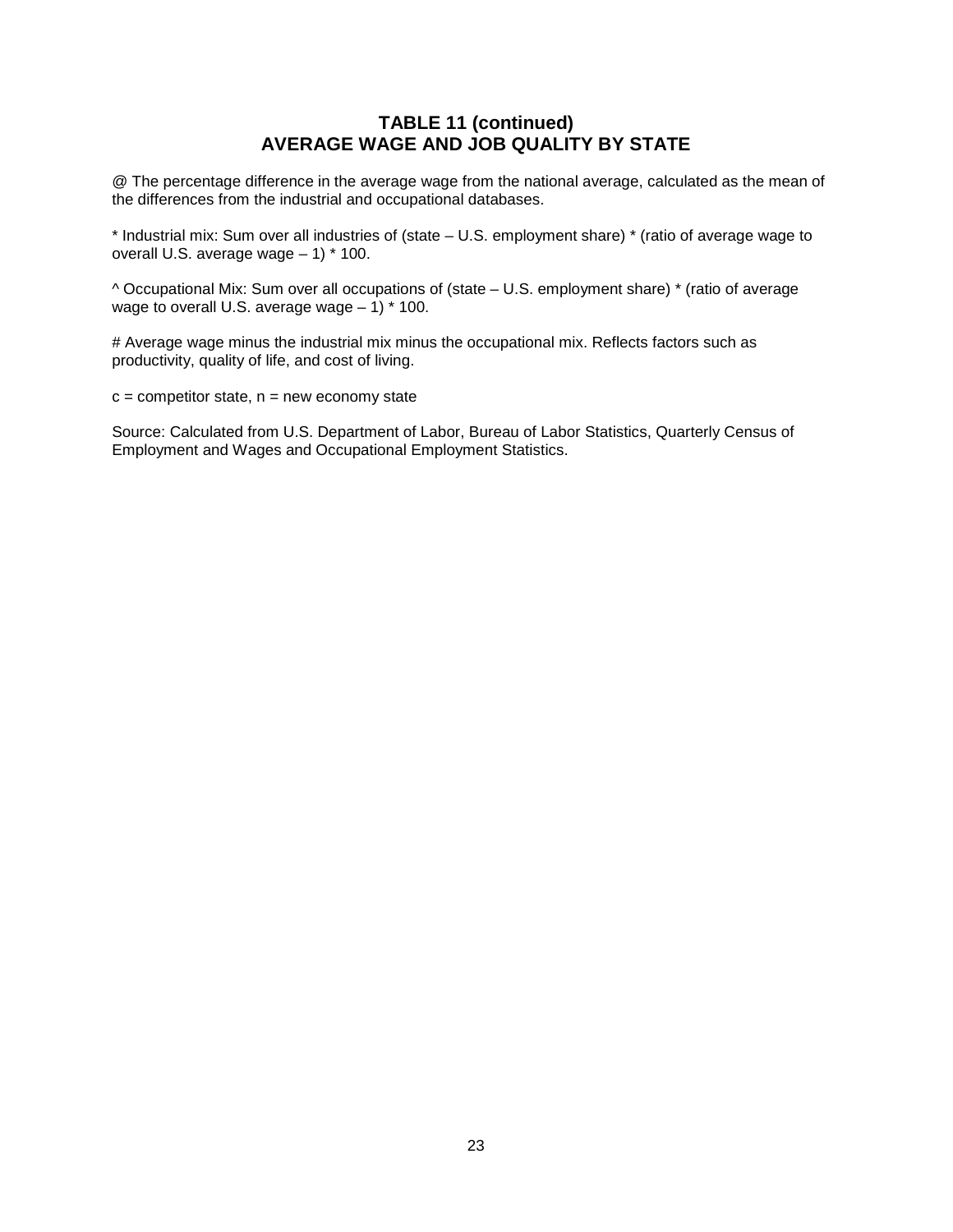## TABLE 11 (continued)
## AVERAGE WAGE AND JOB QUALITY BY STATE

@ The percentage difference in the average wage from the national average, calculated as the mean of the differences from the industrial and occupational databases.

* Industrial mix: Sum over all industries of (state – U.S. employment share) * (ratio of average wage to overall U.S. average wage – 1) * 100.

^ Occupational Mix: Sum over all occupations of (state – U.S. employment share) * (ratio of average wage to overall U.S. average wage – 1) * 100.

# Average wage minus the industrial mix minus the occupational mix. Reflects factors such as productivity, quality of life, and cost of living.

c = competitor state, n = new economy state

Source: Calculated from U.S. Department of Labor, Bureau of Labor Statistics, Quarterly Census of Employment and Wages and Occupational Employment Statistics.